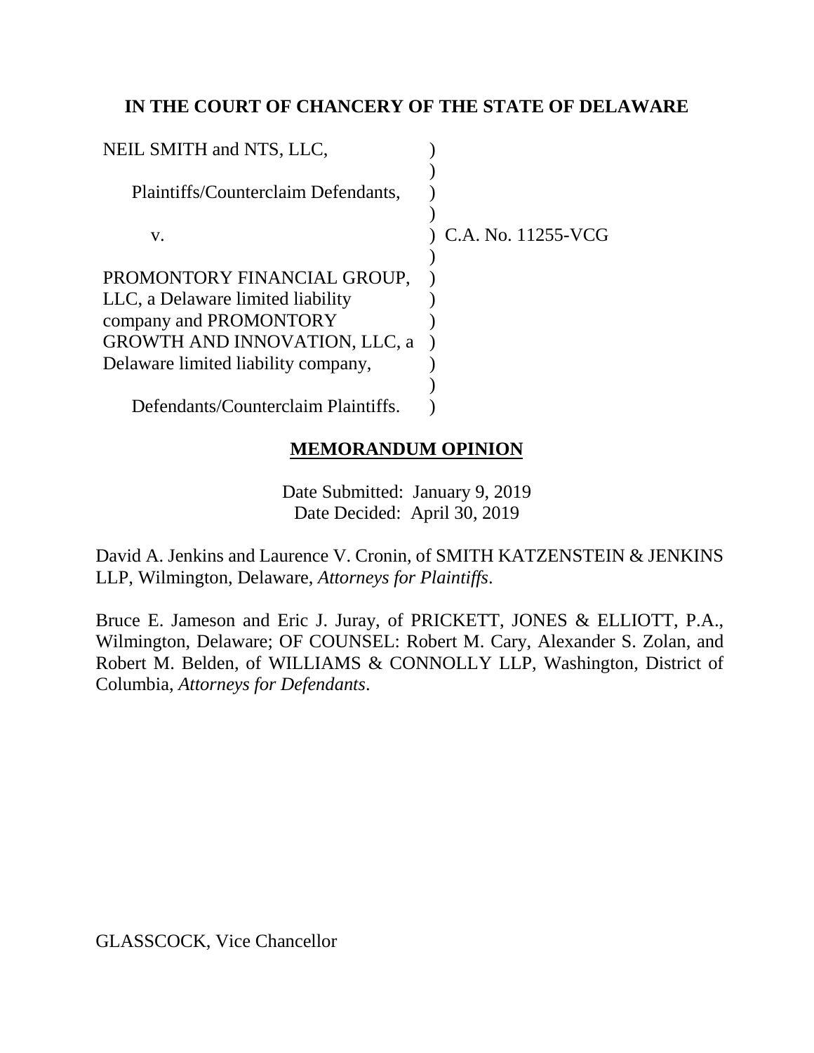**IN THE COURT OF CHANCERY OF THE STATE OF DELAWARE**

NEIL SMITH and NTS, LLC,

Plaintiffs/Counterclaim Defendants,

v.

PROMONTORY FINANCIAL GROUP, LLC, a Delaware limited liability company and PROMONTORY GROWTH AND INNOVATION, LLC, a Delaware limited liability company,

Defendants/Counterclaim Plaintiffs.

C.A. No. 11255-VCG

**MEMORANDUM OPINION**

Date Submitted: January 9, 2019
Date Decided: April 30, 2019

David A. Jenkins and Laurence V. Cronin, of SMITH KATZENSTEIN & JENKINS LLP, Wilmington, Delaware, *Attorneys for Plaintiffs*.

Bruce E. Jameson and Eric J. Juray, of PRICKETT, JONES & ELLIOTT, P.A., Wilmington, Delaware; OF COUNSEL: Robert M. Cary, Alexander S. Zolan, and Robert M. Belden, of WILLIAMS & CONNOLLY LLP, Washington, District of Columbia, *Attorneys for Defendants*.

GLASSCOCK, Vice Chancellor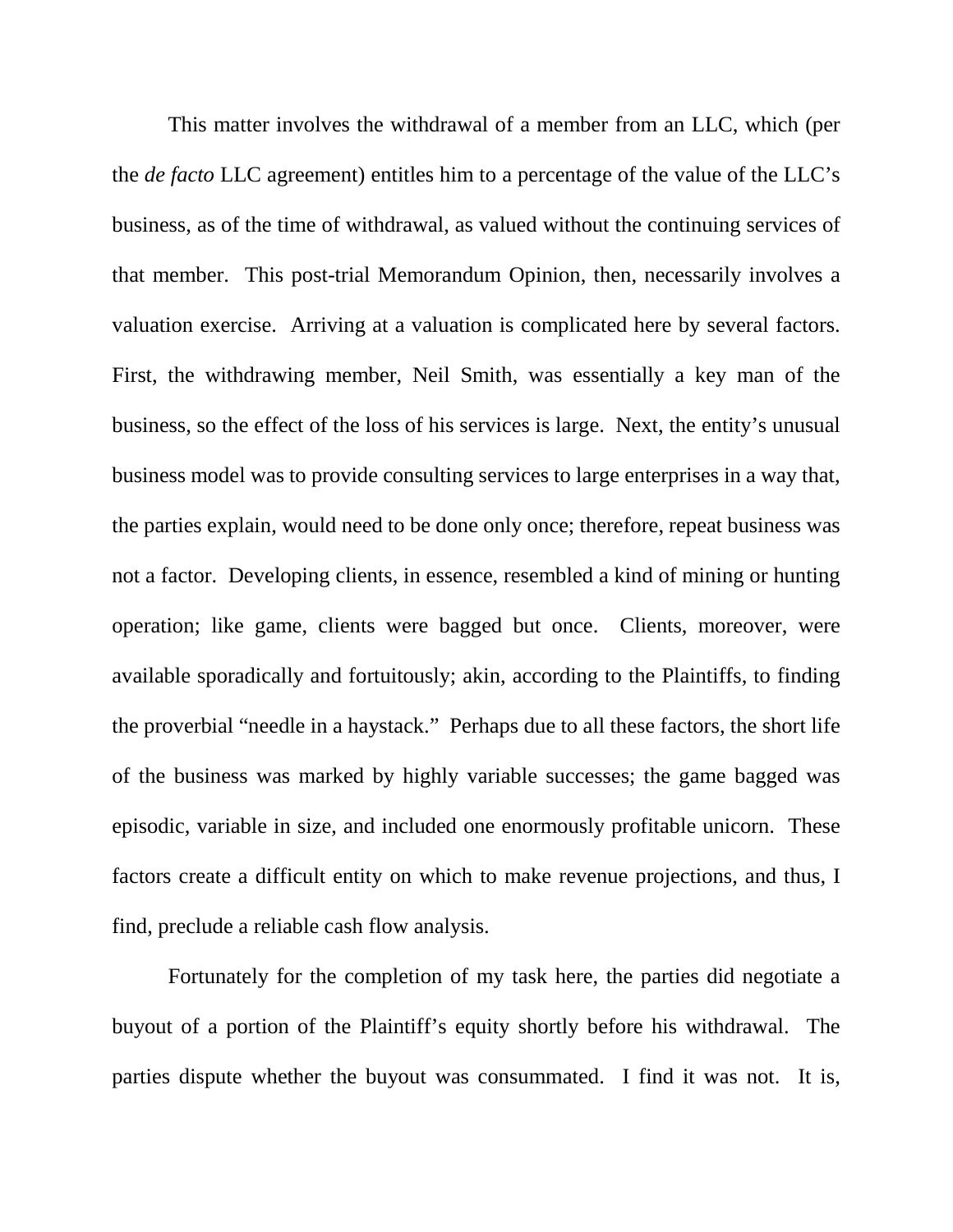This matter involves the withdrawal of a member from an LLC, which (per the *de facto* LLC agreement) entitles him to a percentage of the value of the LLC's business, as of the time of withdrawal, as valued without the continuing services of that member. This post-trial Memorandum Opinion, then, necessarily involves a valuation exercise. Arriving at a valuation is complicated here by several factors. First, the withdrawing member, Neil Smith, was essentially a key man of the business, so the effect of the loss of his services is large. Next, the entity's unusual business model was to provide consulting services to large enterprises in a way that, the parties explain, would need to be done only once; therefore, repeat business was not a factor. Developing clients, in essence, resembled a kind of mining or hunting operation; like game, clients were bagged but once. Clients, moreover, were available sporadically and fortuitously; akin, according to the Plaintiffs, to finding the proverbial "needle in a haystack." Perhaps due to all these factors, the short life of the business was marked by highly variable successes; the game bagged was episodic, variable in size, and included one enormously profitable unicorn. These factors create a difficult entity on which to make revenue projections, and thus, I find, preclude a reliable cash flow analysis.

Fortunately for the completion of my task here, the parties did negotiate a buyout of a portion of the Plaintiff's equity shortly before his withdrawal. The parties dispute whether the buyout was consummated. I find it was not. It is,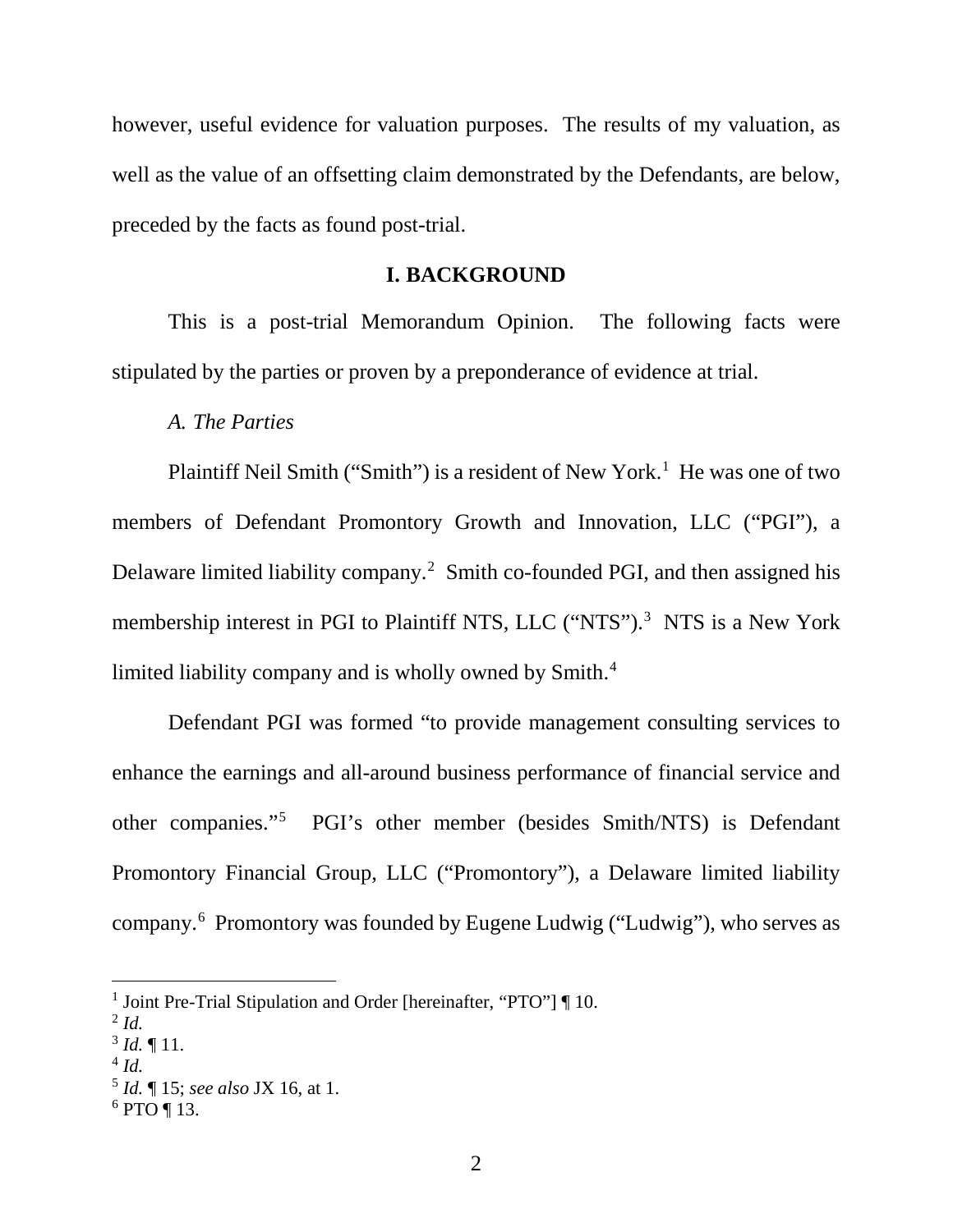however, useful evidence for valuation purposes. The results of my valuation, as well as the value of an offsetting claim demonstrated by the Defendants, are below, preceded by the facts as found post-trial.

## I. BACKGROUND

This is a post-trial Memorandum Opinion. The following facts were stipulated by the parties or proven by a preponderance of evidence at trial.

### *A. The Parties*

Plaintiff Neil Smith ("Smith") is a resident of New York.[1] He was one of two members of Defendant Promontory Growth and Innovation, LLC ("PGI"), a Delaware limited liability company.[2] Smith co-founded PGI, and then assigned his membership interest in PGI to Plaintiff NTS, LLC ("NTS").[3] NTS is a New York limited liability company and is wholly owned by Smith.[4]

Defendant PGI was formed "to provide management consulting services to enhance the earnings and all-around business performance of financial service and other companies."[5] PGI's other member (besides Smith/NTS) is Defendant Promontory Financial Group, LLC ("Promontory"), a Delaware limited liability company.[6] Promontory was founded by Eugene Ludwig ("Ludwig"), who serves as

---

[1] Joint Pre-Trial Stipulation and Order [hereinafter, "PTO"] ¶ 10.
[2] *Id.*
[3] *Id.* ¶ 11.
[4] *Id.*
[5] *Id.* ¶ 15; *see also* JX 16, at 1.
[6] PTO ¶ 13.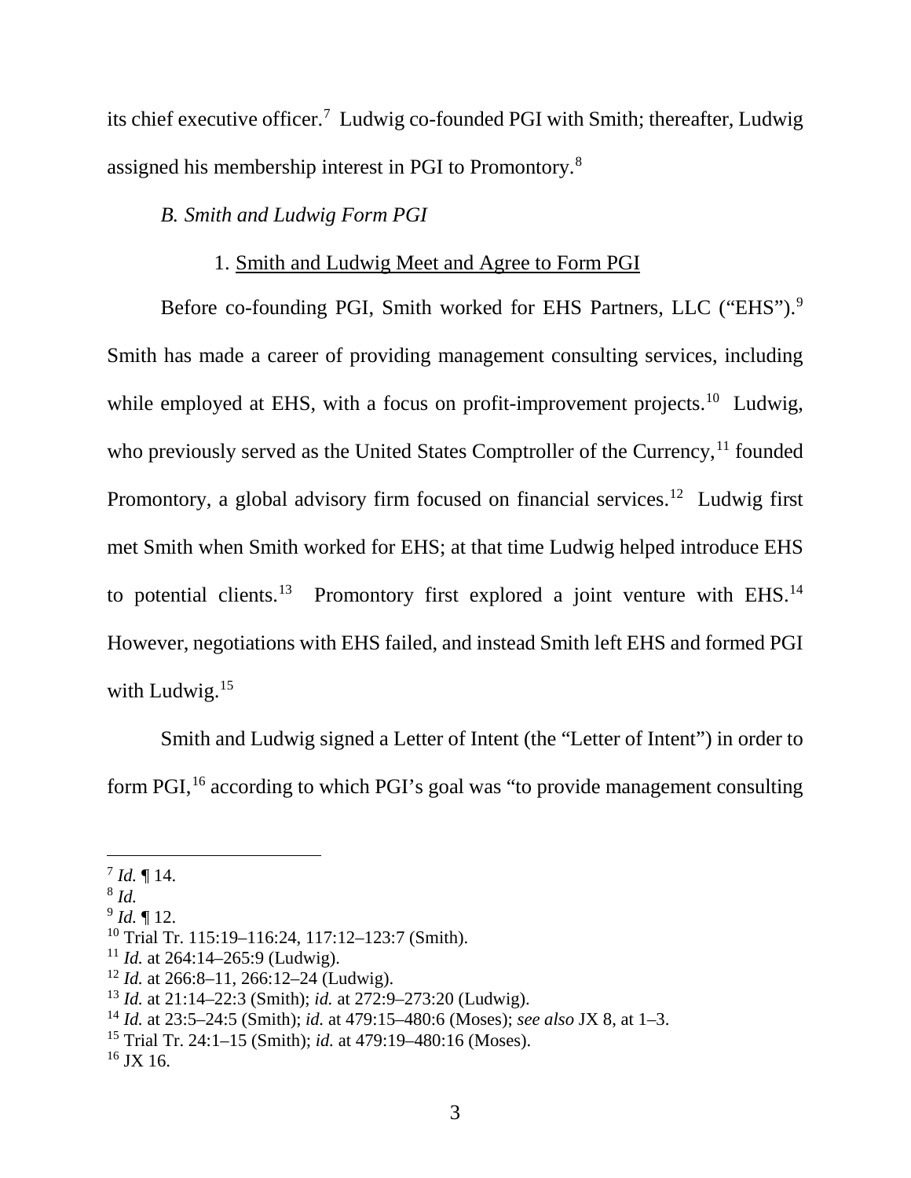its chief executive officer.[7] Ludwig co-founded PGI with Smith; thereafter, Ludwig assigned his membership interest in PGI to Promontory.[8]

*B. Smith and Ludwig Form PGI*

1. Smith and Ludwig Meet and Agree to Form PGI

Before co-founding PGI, Smith worked for EHS Partners, LLC ("EHS").[9] Smith has made a career of providing management consulting services, including while employed at EHS, with a focus on profit-improvement projects.[10] Ludwig, who previously served as the United States Comptroller of the Currency,[11] founded Promontory, a global advisory firm focused on financial services.[12] Ludwig first met Smith when Smith worked for EHS; at that time Ludwig helped introduce EHS to potential clients.[13] Promontory first explored a joint venture with EHS.[14] However, negotiations with EHS failed, and instead Smith left EHS and formed PGI with Ludwig.[15]

Smith and Ludwig signed a Letter of Intent (the "Letter of Intent") in order to form PGI,[16] according to which PGI's goal was "to provide management consulting

---

[7] *Id.* ¶ 14.
[8] *Id.*
[9] *Id.* ¶ 12.
[10] Trial Tr. 115:19–116:24, 117:12–123:7 (Smith).
[11] *Id.* at 264:14–265:9 (Ludwig).
[12] *Id.* at 266:8–11, 266:12–24 (Ludwig).
[13] *Id.* at 21:14–22:3 (Smith); *id.* at 272:9–273:20 (Ludwig).
[14] *Id.* at 23:5–24:5 (Smith); *id.* at 479:15–480:6 (Moses); *see also* JX 8, at 1–3.
[15] Trial Tr. 24:1–15 (Smith); *id.* at 479:19–480:16 (Moses).
[16] JX 16.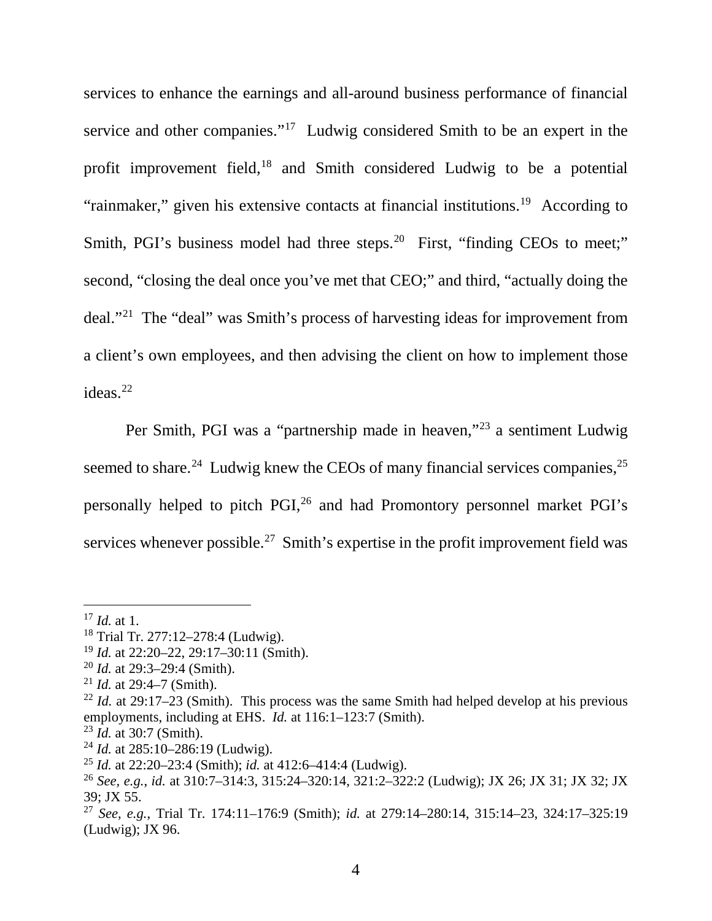services to enhance the earnings and all-around business performance of financial service and other companies."[17] Ludwig considered Smith to be an expert in the profit improvement field,[18] and Smith considered Ludwig to be a potential "rainmaker," given his extensive contacts at financial institutions.[19] According to Smith, PGI's business model had three steps.[20] First, "finding CEOs to meet;" second, "closing the deal once you've met that CEO;" and third, "actually doing the deal."[21] The "deal" was Smith's process of harvesting ideas for improvement from a client's own employees, and then advising the client on how to implement those ideas.[22]

Per Smith, PGI was a "partnership made in heaven,"[23] a sentiment Ludwig seemed to share.[24] Ludwig knew the CEOs of many financial services companies,[25] personally helped to pitch PGI,[26] and had Promontory personnel market PGI's services whenever possible.[27] Smith's expertise in the profit improvement field was

---

[17] *Id.* at 1.

[18] Trial Tr. 277:12–278:4 (Ludwig).

[19] *Id.* at 22:20–22, 29:17–30:11 (Smith).

[20] *Id.* at 29:3–29:4 (Smith).

[21] *Id.* at 29:4–7 (Smith).

[22] *Id.* at 29:17–23 (Smith). This process was the same Smith had helped develop at his previous employments, including at EHS. *Id.* at 116:1–123:7 (Smith).

[23] *Id.* at 30:7 (Smith).

[24] *Id.* at 285:10–286:19 (Ludwig).

[25] *Id.* at 22:20–23:4 (Smith); *id.* at 412:6–414:4 (Ludwig).

[26] *See, e.g.*, *id.* at 310:7–314:3, 315:24–320:14, 321:2–322:2 (Ludwig); JX 26; JX 31; JX 32; JX 39; JX 55.

[27] *See, e.g.*, Trial Tr. 174:11–176:9 (Smith); *id.* at 279:14–280:14, 315:14–23, 324:17–325:19 (Ludwig); JX 96.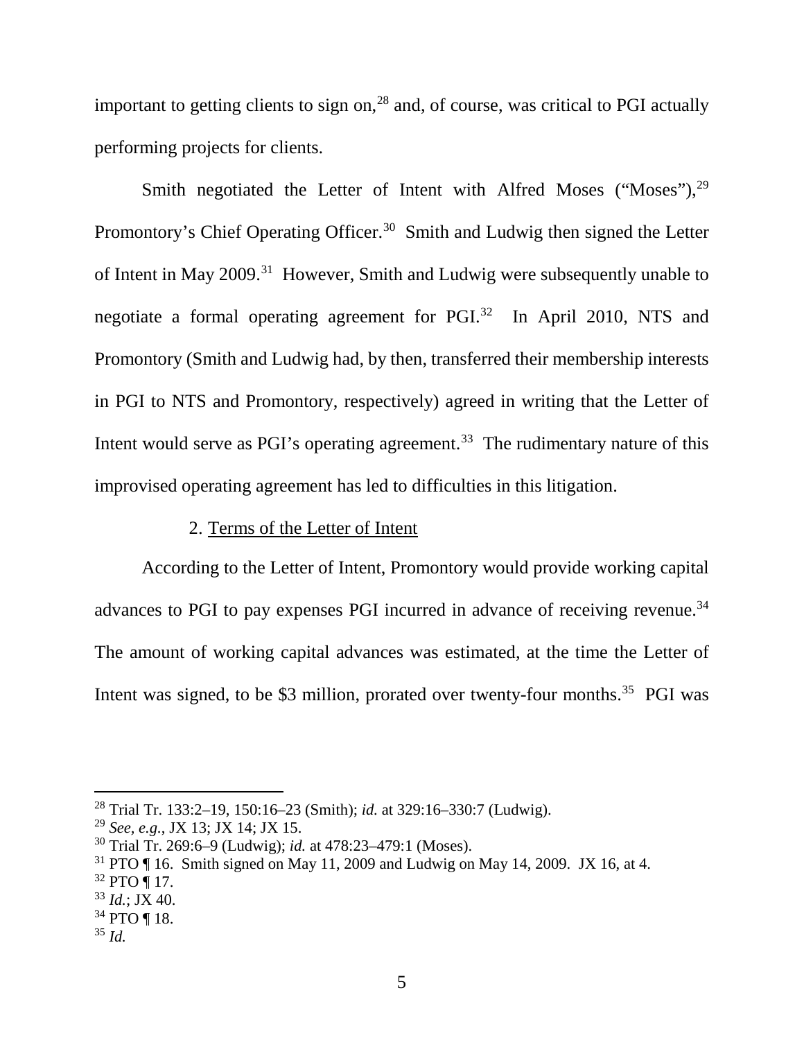important to getting clients to sign on,[28] and, of course, was critical to PGI actually performing projects for clients.

Smith negotiated the Letter of Intent with Alfred Moses ("Moses"),[29] Promontory's Chief Operating Officer.[30] Smith and Ludwig then signed the Letter of Intent in May 2009.[31] However, Smith and Ludwig were subsequently unable to negotiate a formal operating agreement for PGI.[32] In April 2010, NTS and Promontory (Smith and Ludwig had, by then, transferred their membership interests in PGI to NTS and Promontory, respectively) agreed in writing that the Letter of Intent would serve as PGI's operating agreement.[33] The rudimentary nature of this improvised operating agreement has led to difficulties in this litigation.

2. Terms of the Letter of Intent

According to the Letter of Intent, Promontory would provide working capital advances to PGI to pay expenses PGI incurred in advance of receiving revenue.[34] The amount of working capital advances was estimated, at the time the Letter of Intent was signed, to be $3 million, prorated over twenty-four months.[35] PGI was

---

[28] Trial Tr. 133:2–19, 150:16–23 (Smith); *id.* at 329:16–330:7 (Ludwig).

[29] *See, e.g.*, JX 13; JX 14; JX 15.

[30] Trial Tr. 269:6–9 (Ludwig); *id.* at 478:23–479:1 (Moses).

[31] PTO ¶ 16. Smith signed on May 11, 2009 and Ludwig on May 14, 2009. JX 16, at 4.

[32] PTO ¶ 17.

[33] *Id.*; JX 40.

[34] PTO ¶ 18.

[35] *Id.*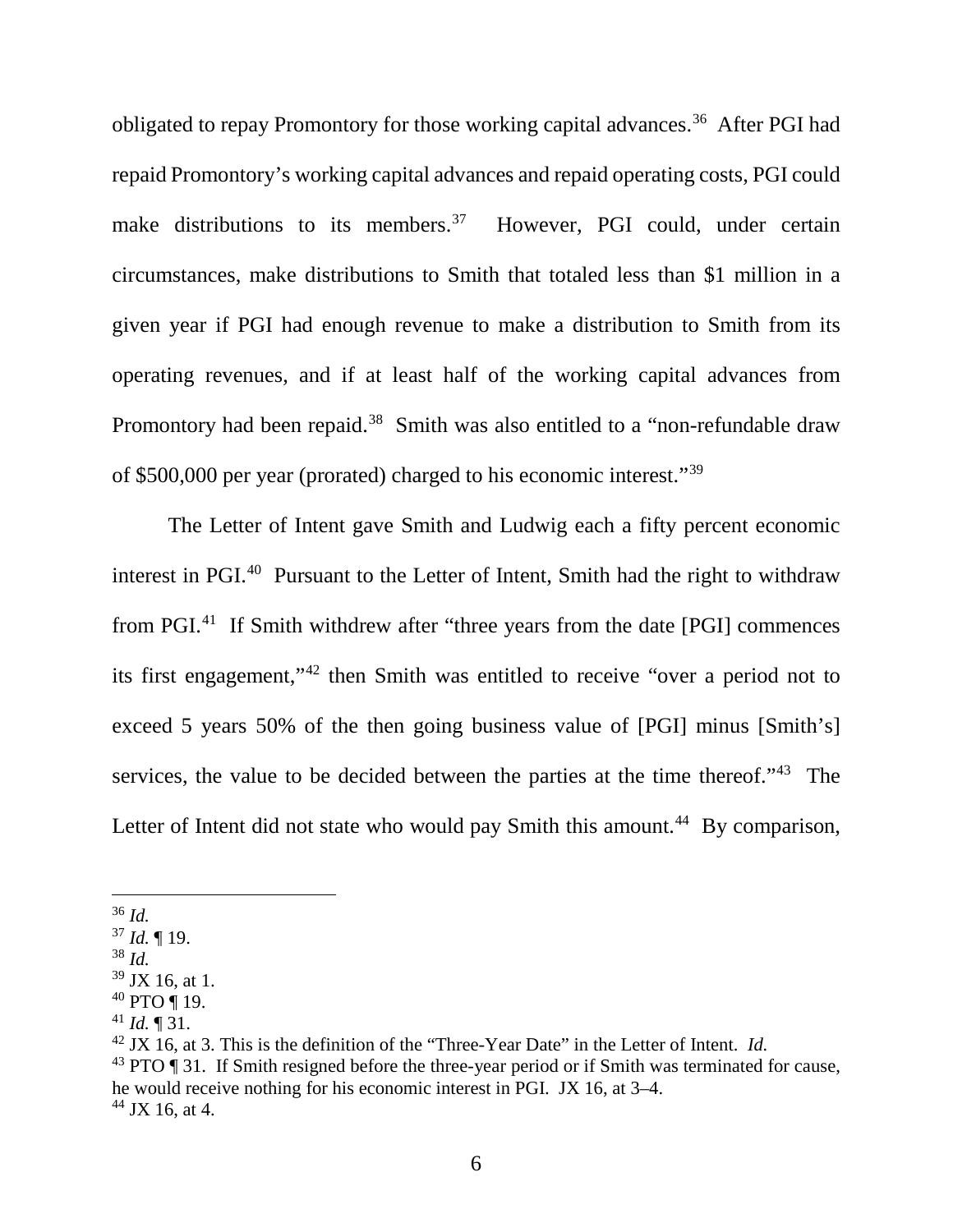obligated to repay Promontory for those working capital advances.[36] After PGI had repaid Promontory's working capital advances and repaid operating costs, PGI could make distributions to its members.[37] However, PGI could, under certain circumstances, make distributions to Smith that totaled less than $1 million in a given year if PGI had enough revenue to make a distribution to Smith from its operating revenues, and if at least half of the working capital advances from Promontory had been repaid.[38] Smith was also entitled to a "non-refundable draw of $500,000 per year (prorated) charged to his economic interest."[39]

The Letter of Intent gave Smith and Ludwig each a fifty percent economic interest in PGI.[40] Pursuant to the Letter of Intent, Smith had the right to withdraw from PGI.[41] If Smith withdrew after "three years from the date [PGI] commences its first engagement,"[42] then Smith was entitled to receive "over a period not to exceed 5 years 50% of the then going business value of [PGI] minus [Smith's] services, the value to be decided between the parties at the time thereof."[43] The Letter of Intent did not state who would pay Smith this amount.[44] By comparison,

---

[36] *Id.*

[37] *Id.* ¶ 19.

[38] *Id.*

[39] JX 16, at 1.

[40] PTO ¶ 19.

[41] *Id.* ¶ 31.

[42] JX 16, at 3. This is the definition of the "Three-Year Date" in the Letter of Intent. *Id.*

[43] PTO ¶ 31. If Smith resigned before the three-year period or if Smith was terminated for cause, he would receive nothing for his economic interest in PGI. JX 16, at 3–4.

[44] JX 16, at 4.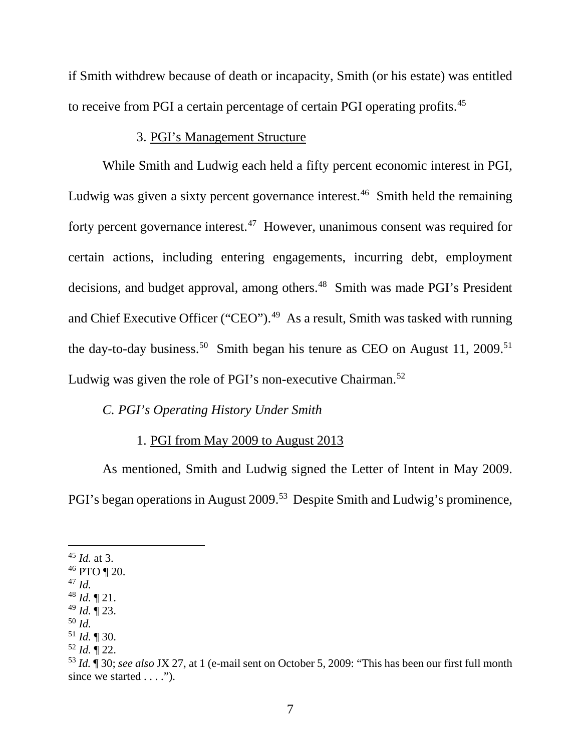if Smith withdrew because of death or incapacity, Smith (or his estate) was entitled to receive from PGI a certain percentage of certain PGI operating profits.[45]

3. PGI's Management Structure

While Smith and Ludwig each held a fifty percent economic interest in PGI, Ludwig was given a sixty percent governance interest.[46] Smith held the remaining forty percent governance interest.[47] However, unanimous consent was required for certain actions, including entering engagements, incurring debt, employment decisions, and budget approval, among others.[48] Smith was made PGI's President and Chief Executive Officer ("CEO").[49] As a result, Smith was tasked with running the day-to-day business.[50] Smith began his tenure as CEO on August 11, 2009.[51] Ludwig was given the role of PGI's non-executive Chairman.[52]

*C. PGI's Operating History Under Smith*

1. PGI from May 2009 to August 2013

As mentioned, Smith and Ludwig signed the Letter of Intent in May 2009. PGI's began operations in August 2009.[53] Despite Smith and Ludwig's prominence,

---

[45] *Id.* at 3.
[46] PTO ¶ 20.
[47] *Id.*
[48] *Id.* ¶ 21.
[49] *Id.* ¶ 23.
[50] *Id.*
[51] *Id.* ¶ 30.
[52] *Id.* ¶ 22.
[53] *Id.* ¶ 30; *see also* JX 27, at 1 (e-mail sent on October 5, 2009: "This has been our first full month since we started . . . .").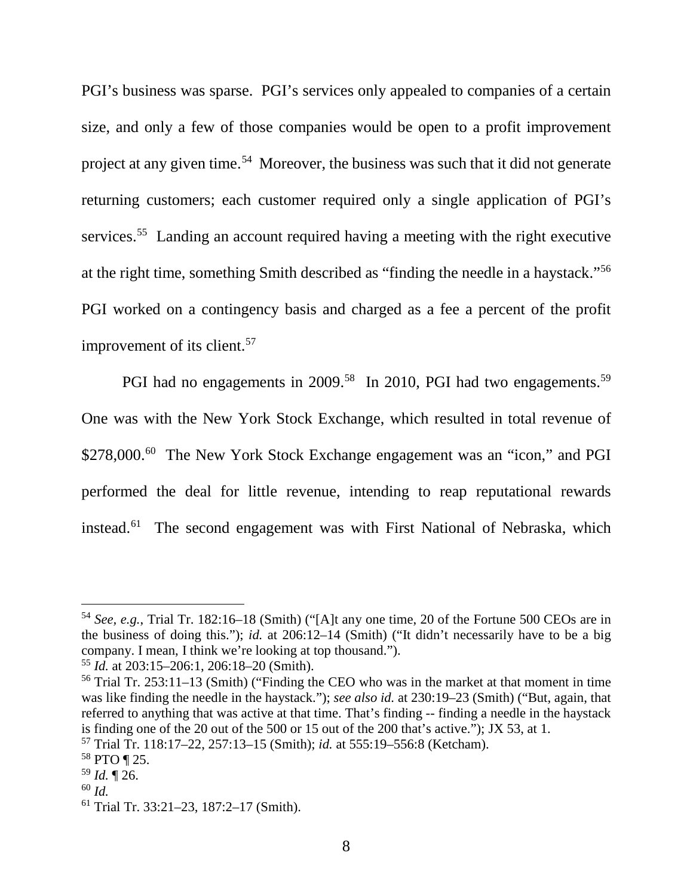PGI's business was sparse. PGI's services only appealed to companies of a certain size, and only a few of those companies would be open to a profit improvement project at any given time.[54] Moreover, the business was such that it did not generate returning customers; each customer required only a single application of PGI's services.[55] Landing an account required having a meeting with the right executive at the right time, something Smith described as "finding the needle in a haystack."[56] PGI worked on a contingency basis and charged as a fee a percent of the profit improvement of its client.[57]

PGI had no engagements in 2009.[58] In 2010, PGI had two engagements.[59] One was with the New York Stock Exchange, which resulted in total revenue of $278,000.[60] The New York Stock Exchange engagement was an "icon," and PGI performed the deal for little revenue, intending to reap reputational rewards instead.[61] The second engagement was with First National of Nebraska, which

---

[54] *See, e.g.*, Trial Tr. 182:16–18 (Smith) ("[A]t any one time, 20 of the Fortune 500 CEOs are in the business of doing this."); *id.* at 206:12–14 (Smith) ("It didn't necessarily have to be a big company. I mean, I think we're looking at top thousand.").

[55] *Id.* at 203:15–206:1, 206:18–20 (Smith).

[56] Trial Tr. 253:11–13 (Smith) ("Finding the CEO who was in the market at that moment in time was like finding the needle in the haystack."); *see also id.* at 230:19–23 (Smith) ("But, again, that referred to anything that was active at that time. That's finding -- finding a needle in the haystack is finding one of the 20 out of the 500 or 15 out of the 200 that's active."); JX 53, at 1.

[57] Trial Tr. 118:17–22, 257:13–15 (Smith); *id.* at 555:19–556:8 (Ketcham).

[58] PTO ¶ 25.

[59] *Id.* ¶ 26.

[60] *Id.*

[61] Trial Tr. 33:21–23, 187:2–17 (Smith).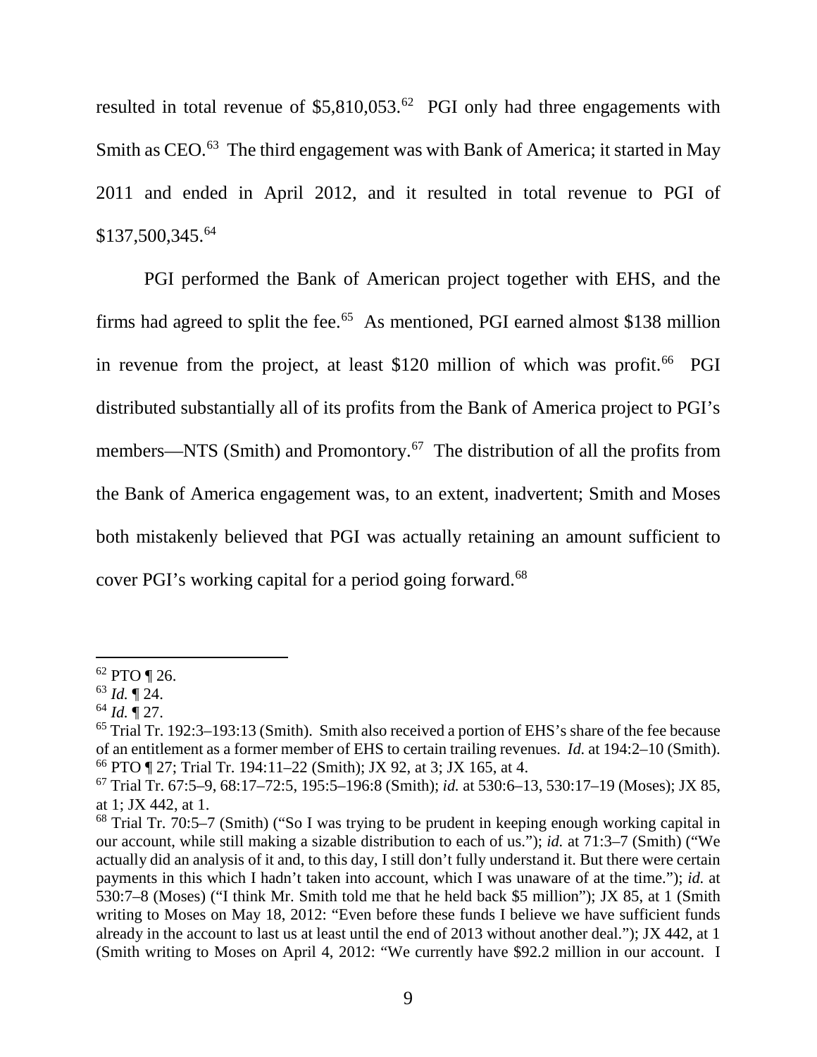resulted in total revenue of $5,810,053.[62] PGI only had three engagements with Smith as CEO.[63] The third engagement was with Bank of America; it started in May 2011 and ended in April 2012, and it resulted in total revenue to PGI of $137,500,345.[64]

PGI performed the Bank of American project together with EHS, and the firms had agreed to split the fee.[65] As mentioned, PGI earned almost $138 million in revenue from the project, at least $120 million of which was profit.[66] PGI distributed substantially all of its profits from the Bank of America project to PGI's members—NTS (Smith) and Promontory.[67] The distribution of all the profits from the Bank of America engagement was, to an extent, inadvertent; Smith and Moses both mistakenly believed that PGI was actually retaining an amount sufficient to cover PGI's working capital for a period going forward.[68]

---

[62] PTO ¶ 26.

[63] *Id.* ¶ 24.

[64] *Id.* ¶ 27.

[65] Trial Tr. 192:3–193:13 (Smith). Smith also received a portion of EHS's share of the fee because of an entitlement as a former member of EHS to certain trailing revenues. *Id.* at 194:2–10 (Smith).

[66] PTO ¶ 27; Trial Tr. 194:11–22 (Smith); JX 92, at 3; JX 165, at 4.

[67] Trial Tr. 67:5–9, 68:17–72:5, 195:5–196:8 (Smith); *id.* at 530:6–13, 530:17–19 (Moses); JX 85, at 1; JX 442, at 1.

[68] Trial Tr. 70:5–7 (Smith) ("So I was trying to be prudent in keeping enough working capital in our account, while still making a sizable distribution to each of us."); *id.* at 71:3–7 (Smith) ("We actually did an analysis of it and, to this day, I still don't fully understand it. But there were certain payments in this which I hadn't taken into account, which I was unaware of at the time."); *id.* at 530:7–8 (Moses) ("I think Mr. Smith told me that he held back $5 million"); JX 85, at 1 (Smith writing to Moses on May 18, 2012: "Even before these funds I believe we have sufficient funds already in the account to last us at least until the end of 2013 without another deal."); JX 442, at 1 (Smith writing to Moses on April 4, 2012: "We currently have $92.2 million in our account. I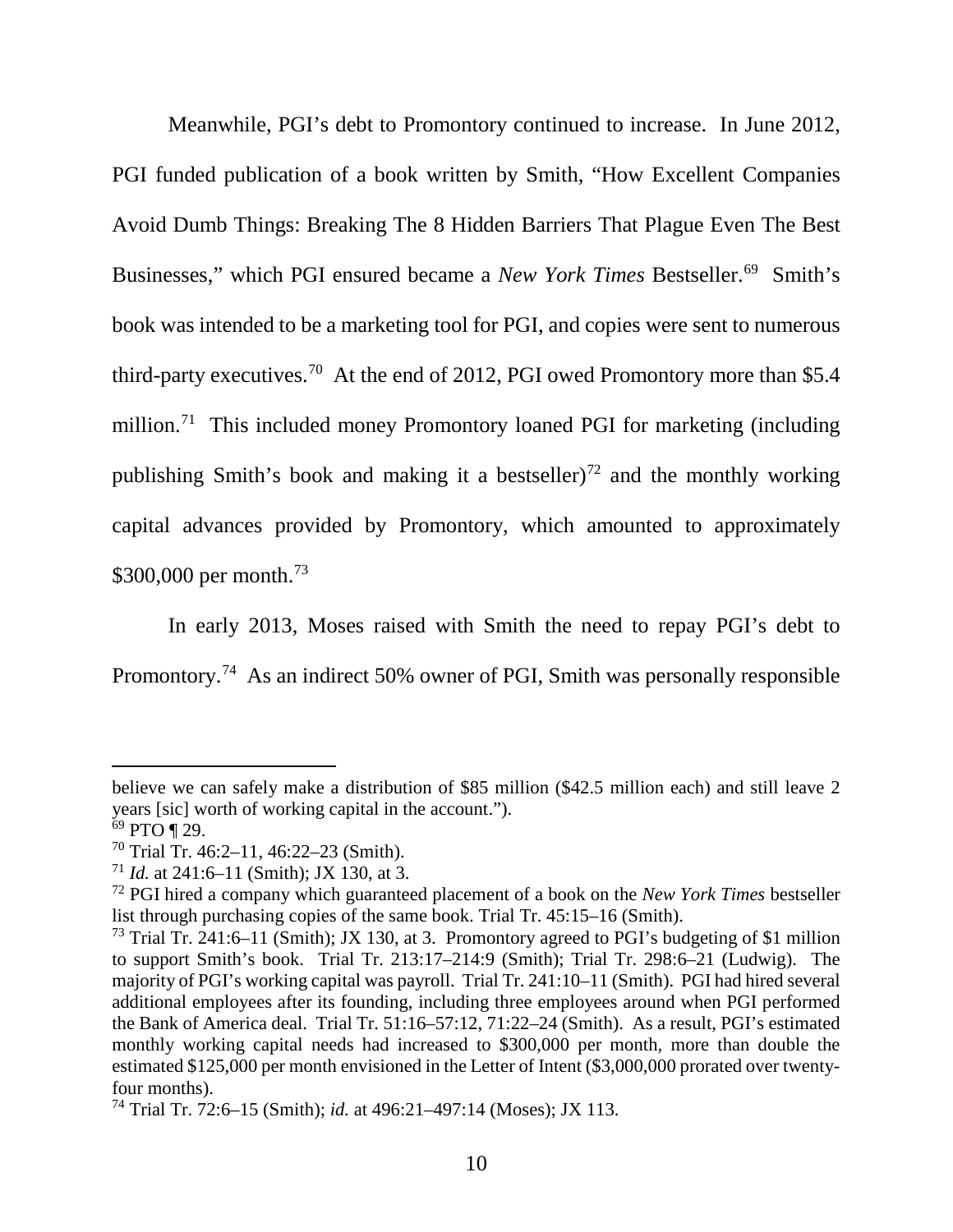Meanwhile, PGI's debt to Promontory continued to increase. In June 2012, PGI funded publication of a book written by Smith, "How Excellent Companies Avoid Dumb Things: Breaking The 8 Hidden Barriers That Plague Even The Best Businesses," which PGI ensured became a *New York Times* Bestseller.[69] Smith's book was intended to be a marketing tool for PGI, and copies were sent to numerous third-party executives.[70] At the end of 2012, PGI owed Promontory more than $5.4 million.[71] This included money Promontory loaned PGI for marketing (including publishing Smith's book and making it a bestseller)[72] and the monthly working capital advances provided by Promontory, which amounted to approximately $300,000 per month.[73]

In early 2013, Moses raised with Smith the need to repay PGI's debt to Promontory.[74] As an indirect 50% owner of PGI, Smith was personally responsible

---

believe we can safely make a distribution of $85 million ($42.5 million each) and still leave 2 years [sic] worth of working capital in the account.").

[69] PTO ¶ 29.

[70] Trial Tr. 46:2–11, 46:22–23 (Smith).

[71] *Id.* at 241:6–11 (Smith); JX 130, at 3.

[72] PGI hired a company which guaranteed placement of a book on the *New York Times* bestseller list through purchasing copies of the same book. Trial Tr. 45:15–16 (Smith).

[73] Trial Tr. 241:6–11 (Smith); JX 130, at 3. Promontory agreed to PGI's budgeting of $1 million to support Smith's book. Trial Tr. 213:17–214:9 (Smith); Trial Tr. 298:6–21 (Ludwig). The majority of PGI's working capital was payroll. Trial Tr. 241:10–11 (Smith). PGI had hired several additional employees after its founding, including three employees around when PGI performed the Bank of America deal. Trial Tr. 51:16–57:12, 71:22–24 (Smith). As a result, PGI's estimated monthly working capital needs had increased to $300,000 per month, more than double the estimated $125,000 per month envisioned in the Letter of Intent ($3,000,000 prorated over twenty-four months).

[74] Trial Tr. 72:6–15 (Smith); *id.* at 496:21–497:14 (Moses); JX 113.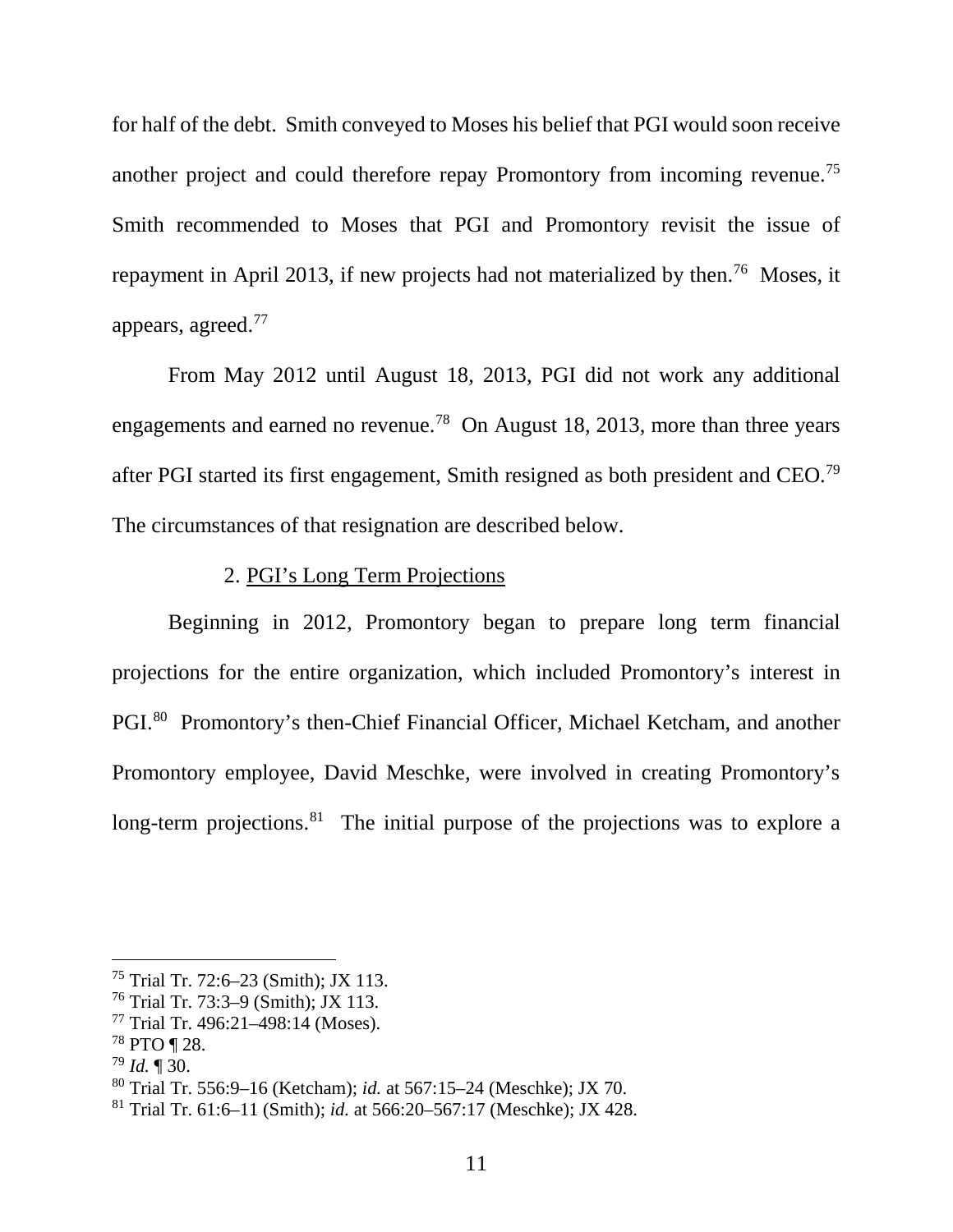for half of the debt. Smith conveyed to Moses his belief that PGI would soon receive another project and could therefore repay Promontory from incoming revenue.[75] Smith recommended to Moses that PGI and Promontory revisit the issue of repayment in April 2013, if new projects had not materialized by then.[76] Moses, it appears, agreed.[77]

From May 2012 until August 18, 2013, PGI did not work any additional engagements and earned no revenue.[78] On August 18, 2013, more than three years after PGI started its first engagement, Smith resigned as both president and CEO.[79] The circumstances of that resignation are described below.

2. PGI's Long Term Projections

Beginning in 2012, Promontory began to prepare long term financial projections for the entire organization, which included Promontory's interest in PGI.[80] Promontory's then-Chief Financial Officer, Michael Ketcham, and another Promontory employee, David Meschke, were involved in creating Promontory's long-term projections.[81] The initial purpose of the projections was to explore a

---

[75] Trial Tr. 72:6–23 (Smith); JX 113.

[76] Trial Tr. 73:3–9 (Smith); JX 113.

[77] Trial Tr. 496:21–498:14 (Moses).

[78] PTO ¶ 28.

[79] *Id.* ¶ 30.

[80] Trial Tr. 556:9–16 (Ketcham); *id.* at 567:15–24 (Meschke); JX 70.

[81] Trial Tr. 61:6–11 (Smith); *id.* at 566:20–567:17 (Meschke); JX 428.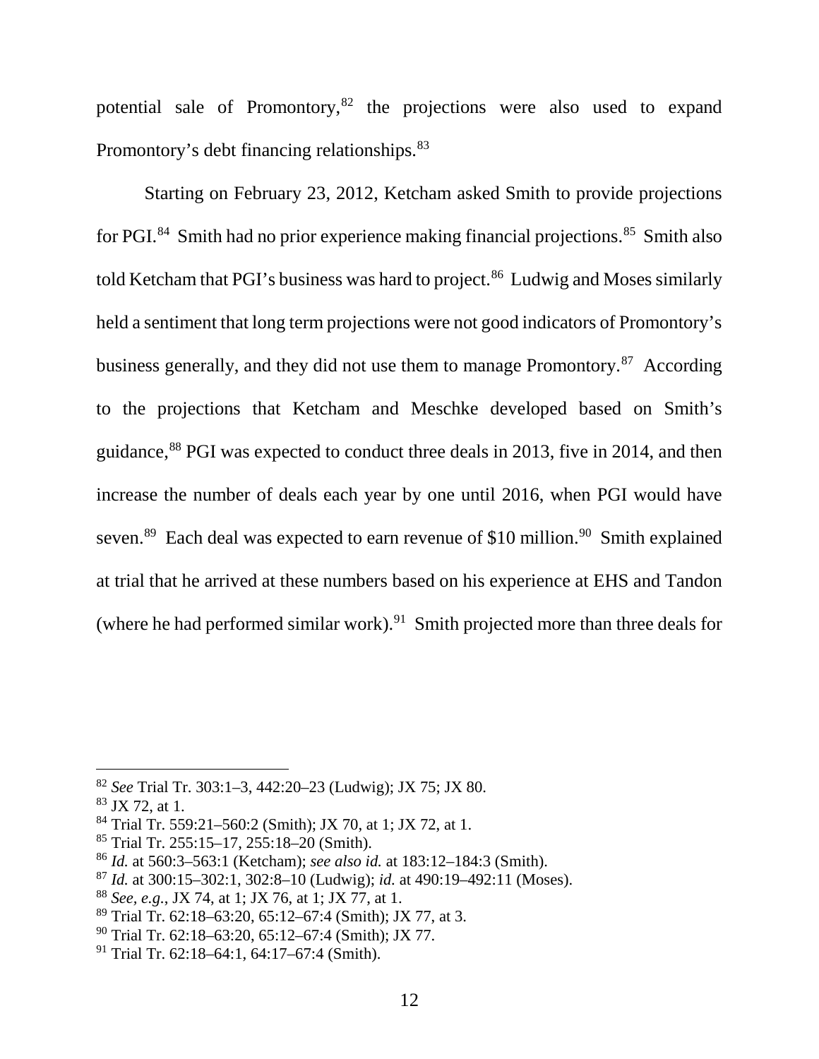potential sale of Promontory,[82] the projections were also used to expand Promontory's debt financing relationships.[83]

Starting on February 23, 2012, Ketcham asked Smith to provide projections for PGI.[84] Smith had no prior experience making financial projections.[85] Smith also told Ketcham that PGI's business was hard to project.[86] Ludwig and Moses similarly held a sentiment that long term projections were not good indicators of Promontory's business generally, and they did not use them to manage Promontory.[87] According to the projections that Ketcham and Meschke developed based on Smith's guidance,[88] PGI was expected to conduct three deals in 2013, five in 2014, and then increase the number of deals each year by one until 2016, when PGI would have seven.[89] Each deal was expected to earn revenue of $10 million.[90] Smith explained at trial that he arrived at these numbers based on his experience at EHS and Tandon (where he had performed similar work).[91] Smith projected more than three deals for

---

[82] *See* Trial Tr. 303:1–3, 442:20–23 (Ludwig); JX 75; JX 80.

[83] JX 72, at 1.

[84] Trial Tr. 559:21–560:2 (Smith); JX 70, at 1; JX 72, at 1.

[85] Trial Tr. 255:15–17, 255:18–20 (Smith).

[86] *Id.* at 560:3–563:1 (Ketcham); *see also id.* at 183:12–184:3 (Smith).

[87] *Id.* at 300:15–302:1, 302:8–10 (Ludwig); *id.* at 490:19–492:11 (Moses).

[88] *See, e.g.*, JX 74, at 1; JX 76, at 1; JX 77, at 1.

[89] Trial Tr. 62:18–63:20, 65:12–67:4 (Smith); JX 77, at 3.

[90] Trial Tr. 62:18–63:20, 65:12–67:4 (Smith); JX 77.

[91] Trial Tr. 62:18–64:1, 64:17–67:4 (Smith).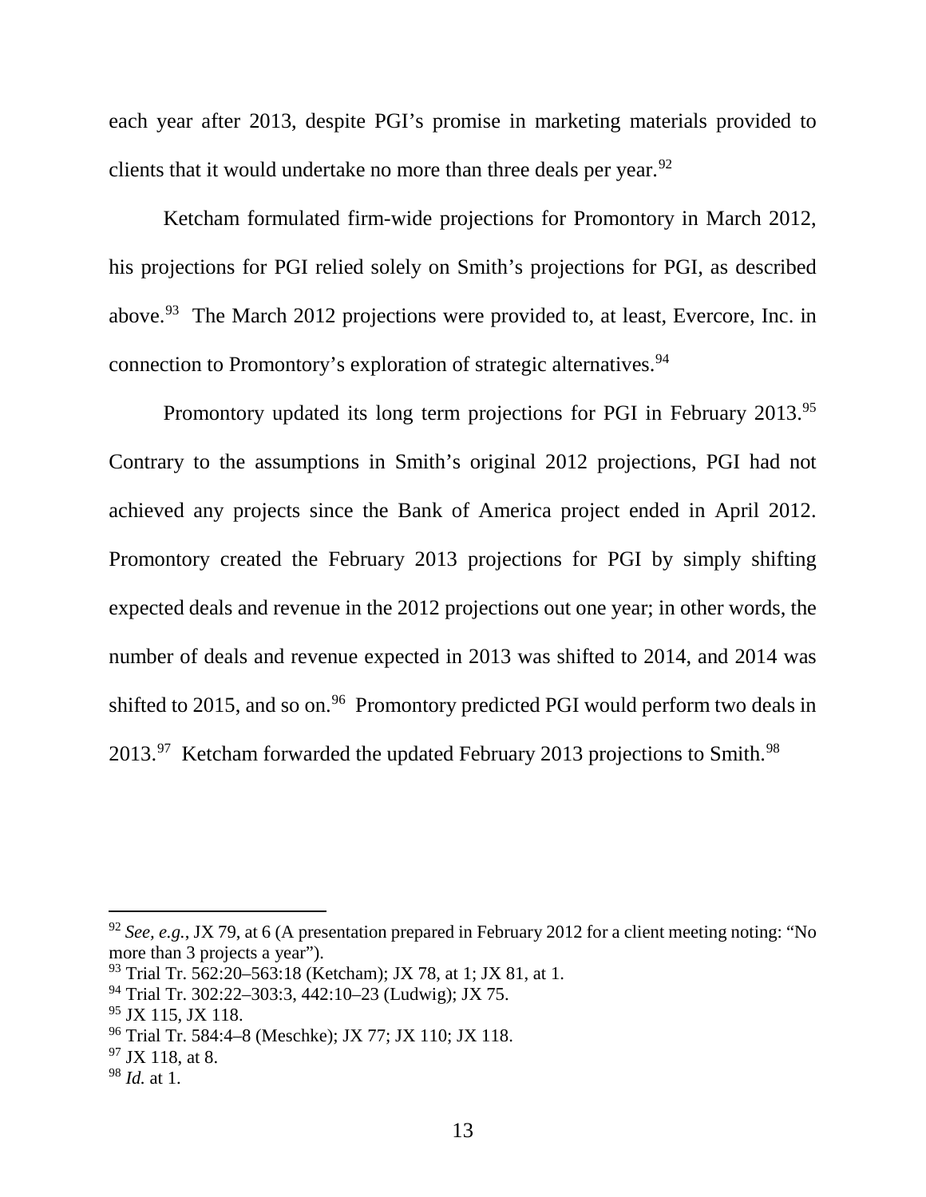each year after 2013, despite PGI's promise in marketing materials provided to clients that it would undertake no more than three deals per year.[92]

Ketcham formulated firm-wide projections for Promontory in March 2012, his projections for PGI relied solely on Smith's projections for PGI, as described above.[93] The March 2012 projections were provided to, at least, Evercore, Inc. in connection to Promontory's exploration of strategic alternatives.[94]

Promontory updated its long term projections for PGI in February 2013.[95] Contrary to the assumptions in Smith's original 2012 projections, PGI had not achieved any projects since the Bank of America project ended in April 2012. Promontory created the February 2013 projections for PGI by simply shifting expected deals and revenue in the 2012 projections out one year; in other words, the number of deals and revenue expected in 2013 was shifted to 2014, and 2014 was shifted to 2015, and so on.[96] Promontory predicted PGI would perform two deals in 2013.[97] Ketcham forwarded the updated February 2013 projections to Smith.[98]

---

[92] *See, e.g.*, JX 79, at 6 (A presentation prepared in February 2012 for a client meeting noting: "No more than 3 projects a year").

[93] Trial Tr. 562:20–563:18 (Ketcham); JX 78, at 1; JX 81, at 1.

[94] Trial Tr. 302:22–303:3, 442:10–23 (Ludwig); JX 75.

[95] JX 115, JX 118.

[96] Trial Tr. 584:4–8 (Meschke); JX 77; JX 110; JX 118.

[97] JX 118, at 8.

[98] *Id.* at 1.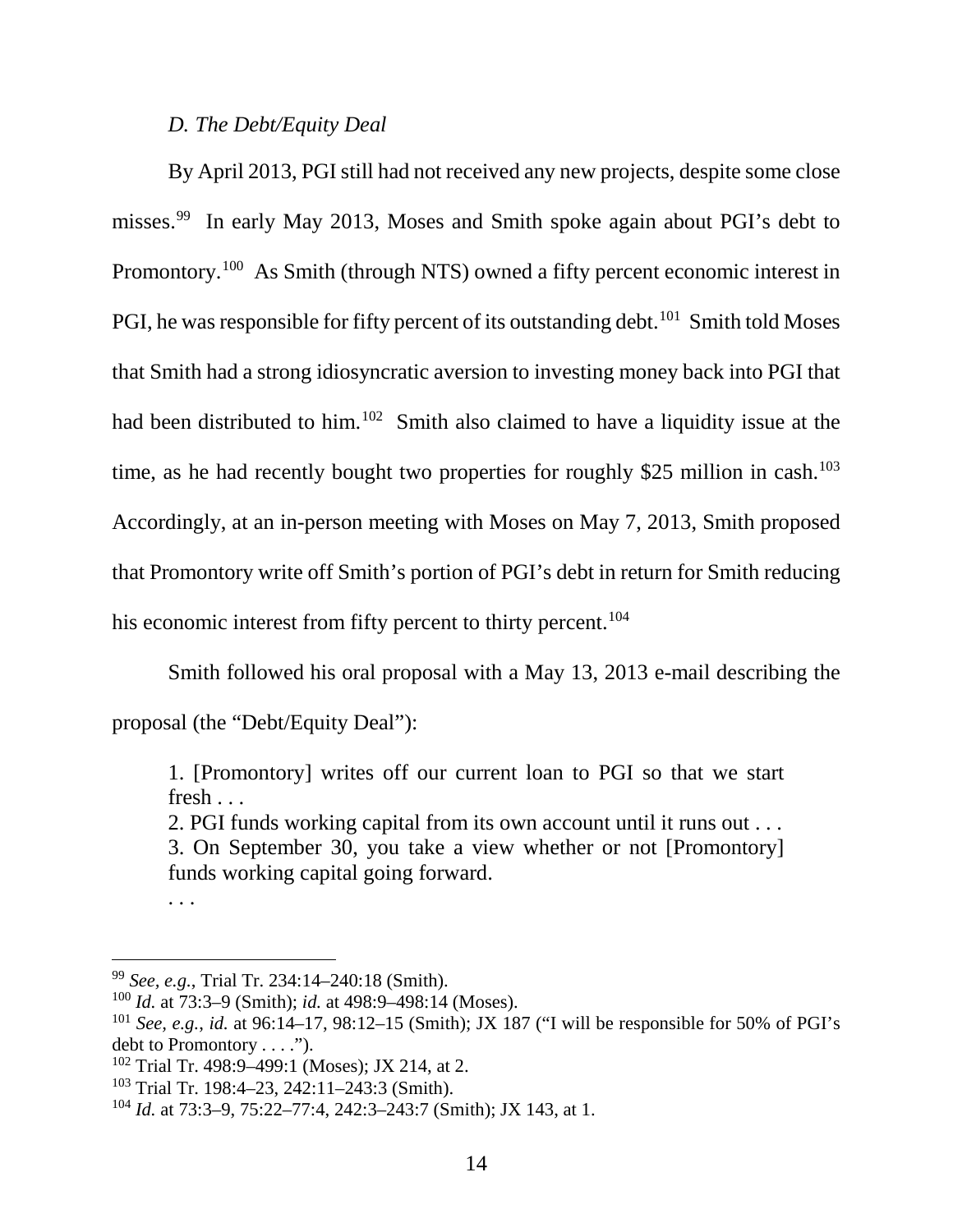*D. The Debt/Equity Deal*

By April 2013, PGI still had not received any new projects, despite some close misses.[99] In early May 2013, Moses and Smith spoke again about PGI's debt to Promontory.[100] As Smith (through NTS) owned a fifty percent economic interest in PGI, he was responsible for fifty percent of its outstanding debt.[101] Smith told Moses that Smith had a strong idiosyncratic aversion to investing money back into PGI that had been distributed to him.[102] Smith also claimed to have a liquidity issue at the time, as he had recently bought two properties for roughly $25 million in cash.[103] Accordingly, at an in-person meeting with Moses on May 7, 2013, Smith proposed that Promontory write off Smith's portion of PGI's debt in return for Smith reducing his economic interest from fifty percent to thirty percent.[104]

Smith followed his oral proposal with a May 13, 2013 e-mail describing the proposal (the "Debt/Equity Deal"):

> 1. [Promontory] writes off our current loan to PGI so that we start fresh . . .
> 2. PGI funds working capital from its own account until it runs out . . .
> 3. On September 30, you take a view whether or not [Promontory] funds working capital going forward.
> . . .

---

[99] *See, e.g.*, Trial Tr. 234:14–240:18 (Smith).

[100] *Id.* at 73:3–9 (Smith); *id.* at 498:9–498:14 (Moses).

[101] *See, e.g.*, *id.* at 96:14–17, 98:12–15 (Smith); JX 187 ("I will be responsible for 50% of PGI's debt to Promontory . . . .").

[102] Trial Tr. 498:9–499:1 (Moses); JX 214, at 2.

[103] Trial Tr. 198:4–23, 242:11–243:3 (Smith).

[104] *Id.* at 73:3–9, 75:22–77:4, 242:3–243:7 (Smith); JX 143, at 1.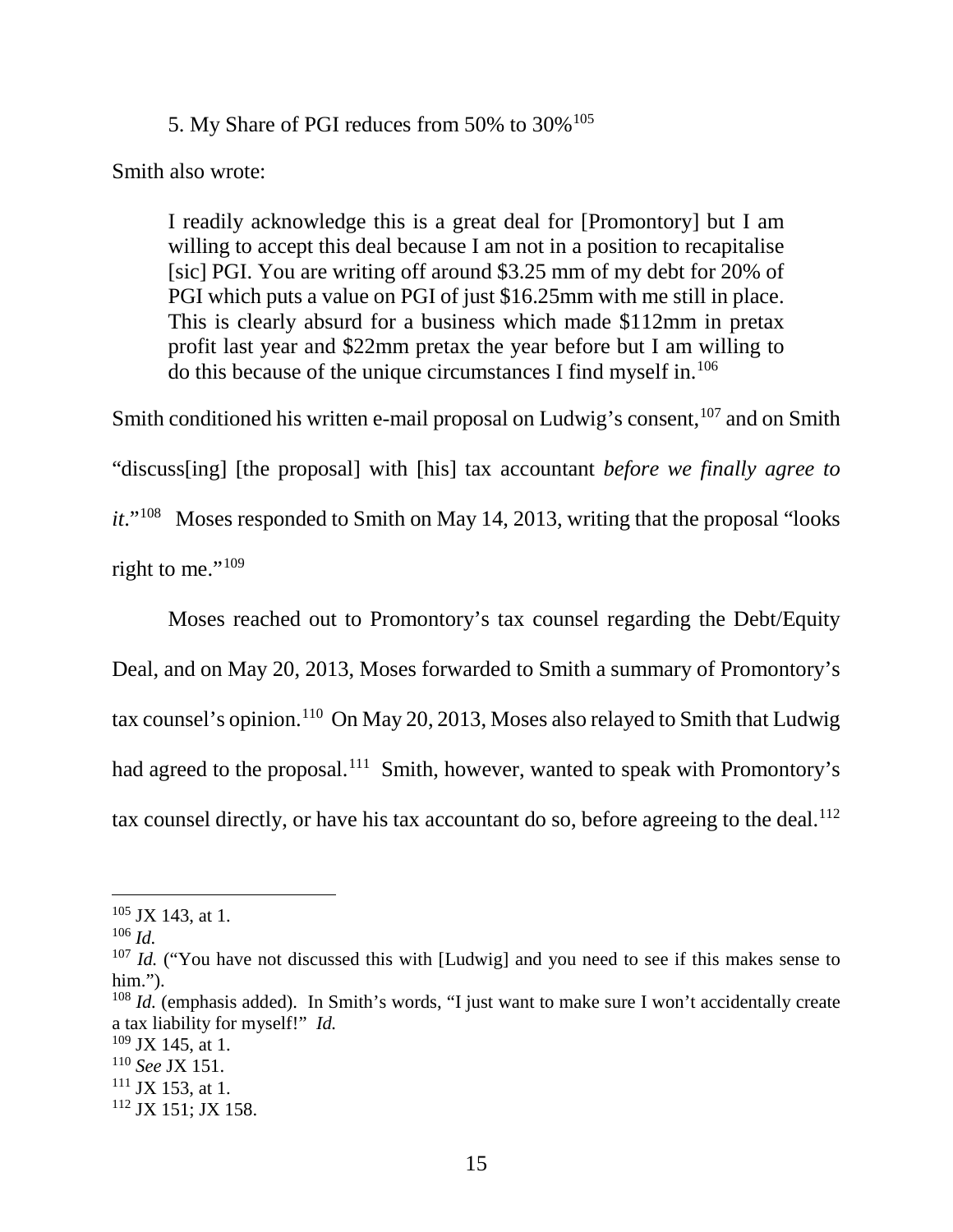5. My Share of PGI reduces from 50% to 30%[105]

Smith also wrote:

> I readily acknowledge this is a great deal for [Promontory] but I am willing to accept this deal because I am not in a position to recapitalise [sic] PGI. You are writing off around $3.25 mm of my debt for 20% of PGI which puts a value on PGI of just $16.25mm with me still in place. This is clearly absurd for a business which made $112mm in pretax profit last year and $22mm pretax the year before but I am willing to do this because of the unique circumstances I find myself in.[106]

Smith conditioned his written e-mail proposal on Ludwig's consent,[107] and on Smith "discuss[ing] [the proposal] with [his] tax accountant *before we finally agree to it*."[108] Moses responded to Smith on May 14, 2013, writing that the proposal "looks right to me."[109]

Moses reached out to Promontory's tax counsel regarding the Debt/Equity Deal, and on May 20, 2013, Moses forwarded to Smith a summary of Promontory's tax counsel's opinion.[110] On May 20, 2013, Moses also relayed to Smith that Ludwig had agreed to the proposal.[111] Smith, however, wanted to speak with Promontory's tax counsel directly, or have his tax accountant do so, before agreeing to the deal.[112]

---

[105] JX 143, at 1.

[106] *Id.*

[107] *Id.* ("You have not discussed this with [Ludwig] and you need to see if this makes sense to him.").

[108] *Id.* (emphasis added). In Smith's words, "I just want to make sure I won't accidentally create a tax liability for myself!" *Id.*

[109] JX 145, at 1.

[110] *See* JX 151.

[111] JX 153, at 1.

[112] JX 151; JX 158.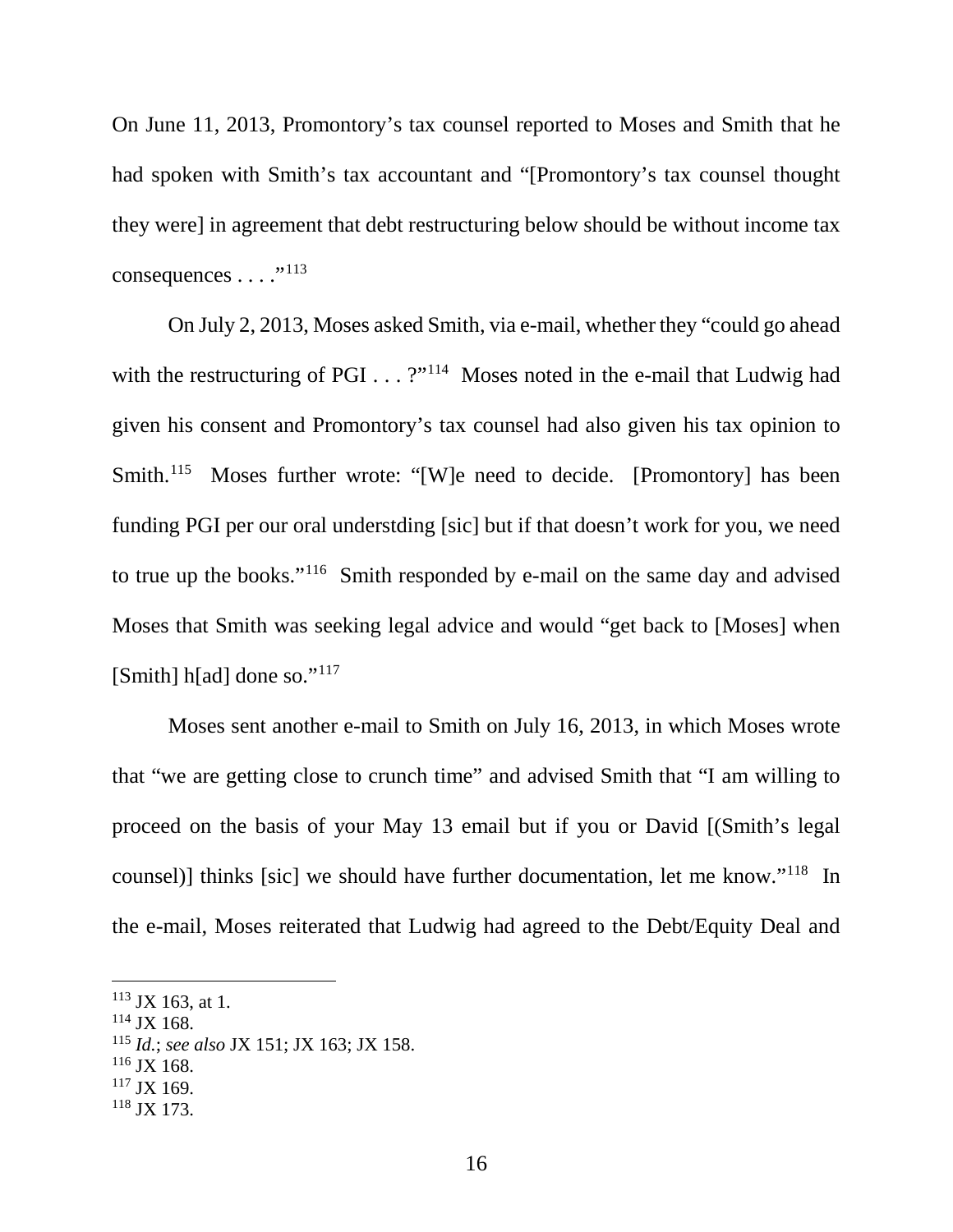On June 11, 2013, Promontory's tax counsel reported to Moses and Smith that he had spoken with Smith's tax accountant and "[Promontory's tax counsel thought they were] in agreement that debt restructuring below should be without income tax consequences . . . ."[113]

On July 2, 2013, Moses asked Smith, via e-mail, whether they "could go ahead with the restructuring of PGI . . . ?"[114] Moses noted in the e-mail that Ludwig had given his consent and Promontory's tax counsel had also given his tax opinion to Smith.[115] Moses further wrote: "[W]e need to decide. [Promontory] has been funding PGI per our oral understding [sic] but if that doesn't work for you, we need to true up the books."[116] Smith responded by e-mail on the same day and advised Moses that Smith was seeking legal advice and would "get back to [Moses] when [Smith] h[ad] done so."[117]

Moses sent another e-mail to Smith on July 16, 2013, in which Moses wrote that "we are getting close to crunch time" and advised Smith that "I am willing to proceed on the basis of your May 13 email but if you or David [(Smith's legal counsel)] thinks [sic] we should have further documentation, let me know."[118] In the e-mail, Moses reiterated that Ludwig had agreed to the Debt/Equity Deal and

---

[113] JX 163, at 1.

[114] JX 168.

[115] *Id.*; *see also* JX 151; JX 163; JX 158.

[116] JX 168.

[117] JX 169.

[118] JX 173.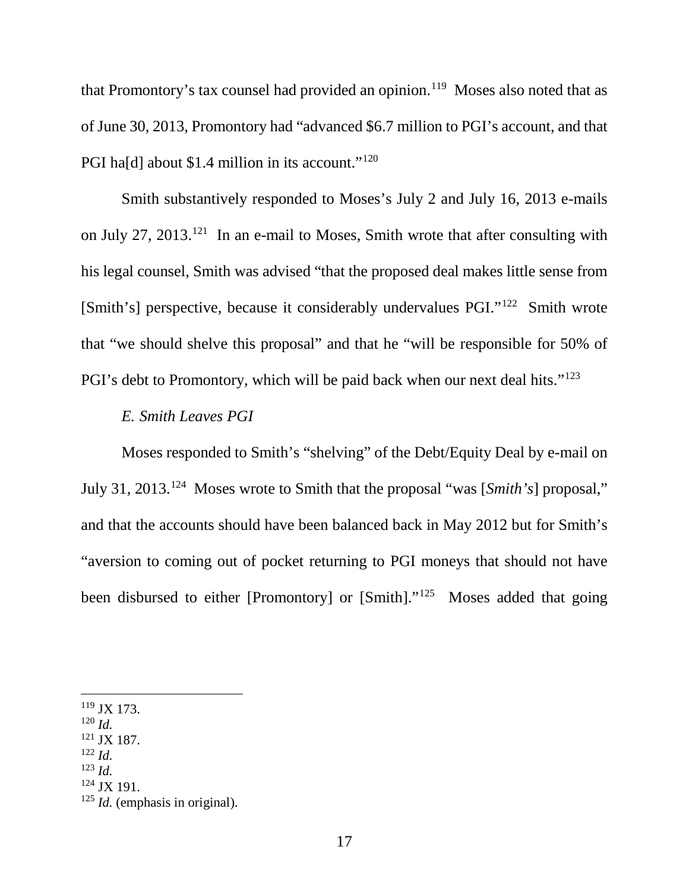that Promontory's tax counsel had provided an opinion.[119] Moses also noted that as of June 30, 2013, Promontory had "advanced $6.7 million to PGI's account, and that PGI ha[d] about $1.4 million in its account."[120]

Smith substantively responded to Moses's July 2 and July 16, 2013 e-mails on July 27, 2013.[121] In an e-mail to Moses, Smith wrote that after consulting with his legal counsel, Smith was advised "that the proposed deal makes little sense from [Smith's] perspective, because it considerably undervalues PGI."[122] Smith wrote that "we should shelve this proposal" and that he "will be responsible for 50% of PGI's debt to Promontory, which will be paid back when our next deal hits."[123]

### *E. Smith Leaves PGI*

Moses responded to Smith's "shelving" of the Debt/Equity Deal by e-mail on July 31, 2013.[124] Moses wrote to Smith that the proposal "was [*Smith's*] proposal," and that the accounts should have been balanced back in May 2012 but for Smith's "aversion to coming out of pocket returning to PGI moneys that should not have been disbursed to either [Promontory] or [Smith]."[125] Moses added that going

---

[119] JX 173.

[120] *Id.*

[121] JX 187.

[122] *Id.*

[123] *Id.*

[124] JX 191.

[125] *Id.* (emphasis in original).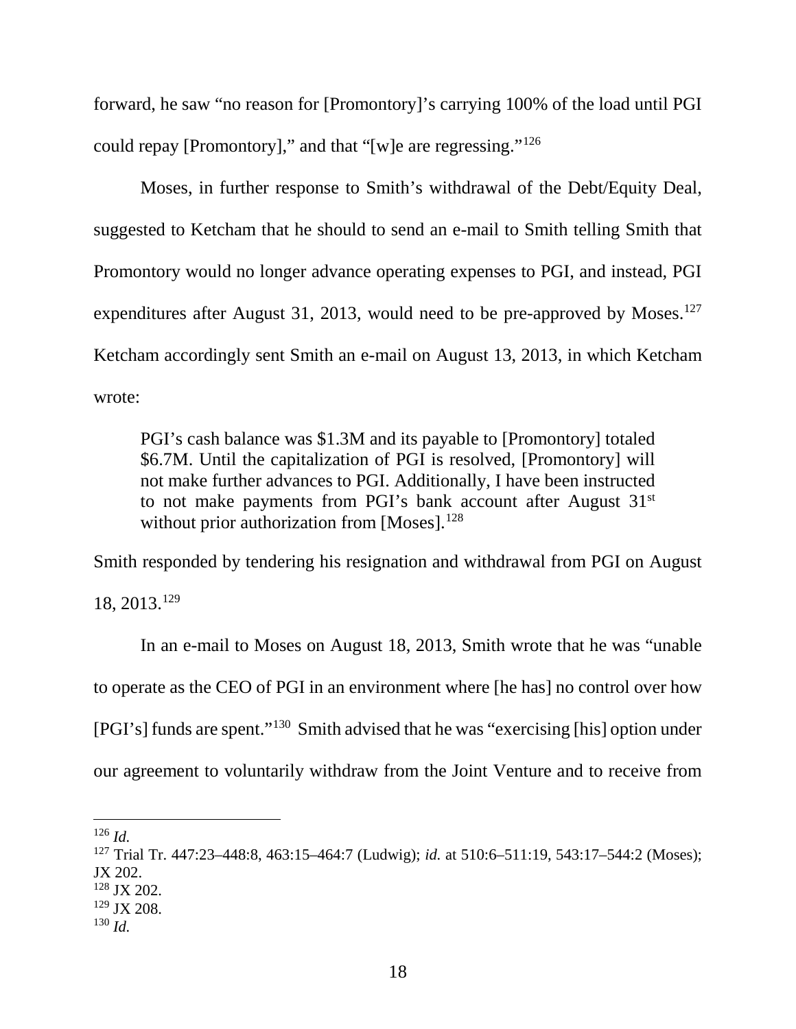forward, he saw "no reason for [Promontory]'s carrying 100% of the load until PGI could repay [Promontory]," and that "[w]e are regressing."[126]

Moses, in further response to Smith's withdrawal of the Debt/Equity Deal, suggested to Ketcham that he should to send an e-mail to Smith telling Smith that Promontory would no longer advance operating expenses to PGI, and instead, PGI expenditures after August 31, 2013, would need to be pre-approved by Moses.[127] Ketcham accordingly sent Smith an e-mail on August 13, 2013, in which Ketcham wrote:

> PGI's cash balance was $1.3M and its payable to [Promontory] totaled $6.7M. Until the capitalization of PGI is resolved, [Promontory] will not make further advances to PGI. Additionally, I have been instructed to not make payments from PGI's bank account after August 31st without prior authorization from [Moses].[128]

Smith responded by tendering his resignation and withdrawal from PGI on August 18, 2013.[129]

In an e-mail to Moses on August 18, 2013, Smith wrote that he was "unable to operate as the CEO of PGI in an environment where [he has] no control over how [PGI's] funds are spent."[130] Smith advised that he was "exercising [his] option under our agreement to voluntarily withdraw from the Joint Venture and to receive from

---

[126] *Id.*

[127] Trial Tr. 447:23–448:8, 463:15–464:7 (Ludwig); *id.* at 510:6–511:19, 543:17–544:2 (Moses); JX 202.

[128] JX 202.

[129] JX 208.

[130] *Id.*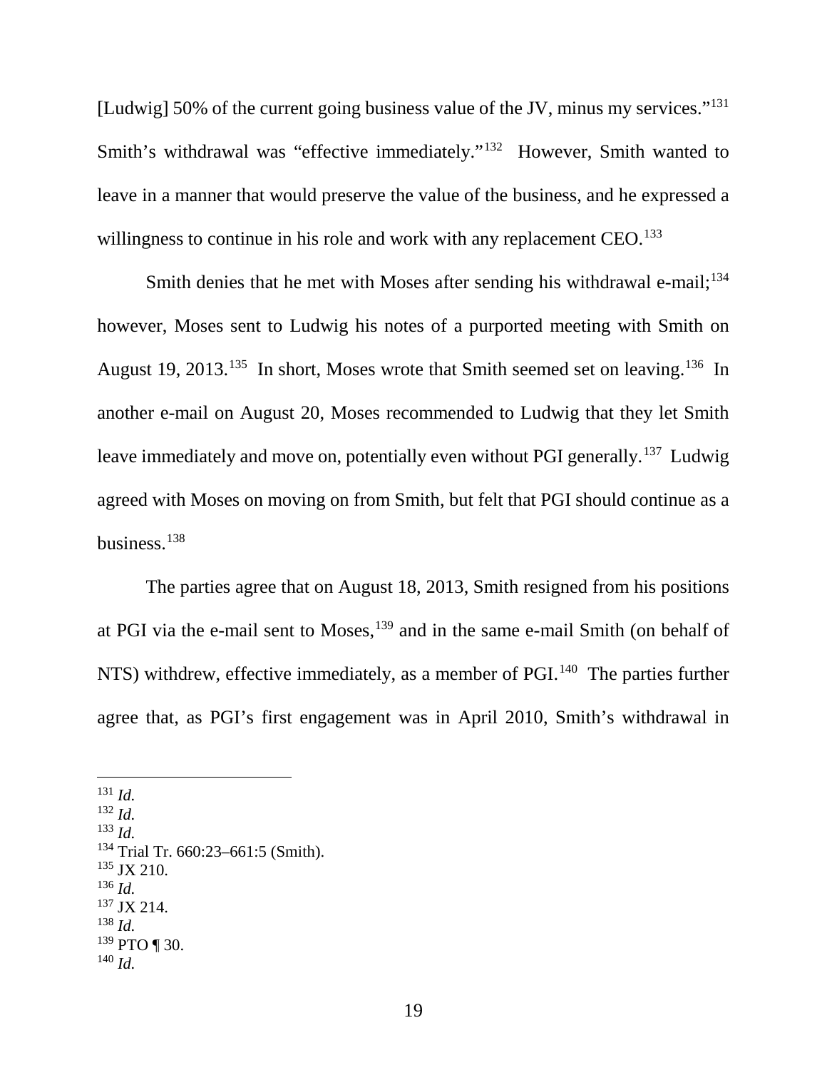[Ludwig] 50% of the current going business value of the JV, minus my services."[131] Smith's withdrawal was "effective immediately."[132] However, Smith wanted to leave in a manner that would preserve the value of the business, and he expressed a willingness to continue in his role and work with any replacement CEO.[133]

Smith denies that he met with Moses after sending his withdrawal e-mail;[134] however, Moses sent to Ludwig his notes of a purported meeting with Smith on August 19, 2013.[135] In short, Moses wrote that Smith seemed set on leaving.[136] In another e-mail on August 20, Moses recommended to Ludwig that they let Smith leave immediately and move on, potentially even without PGI generally.[137] Ludwig agreed with Moses on moving on from Smith, but felt that PGI should continue as a business.[138]

The parties agree that on August 18, 2013, Smith resigned from his positions at PGI via the e-mail sent to Moses,[139] and in the same e-mail Smith (on behalf of NTS) withdrew, effective immediately, as a member of PGI.[140] The parties further agree that, as PGI's first engagement was in April 2010, Smith's withdrawal in

---

[131] *Id.*
[132] *Id.*
[133] *Id.*
[134] Trial Tr. 660:23–661:5 (Smith).
[135] JX 210.
[136] *Id.*
[137] JX 214.
[138] *Id.*
[139] PTO ¶ 30.
[140] *Id.*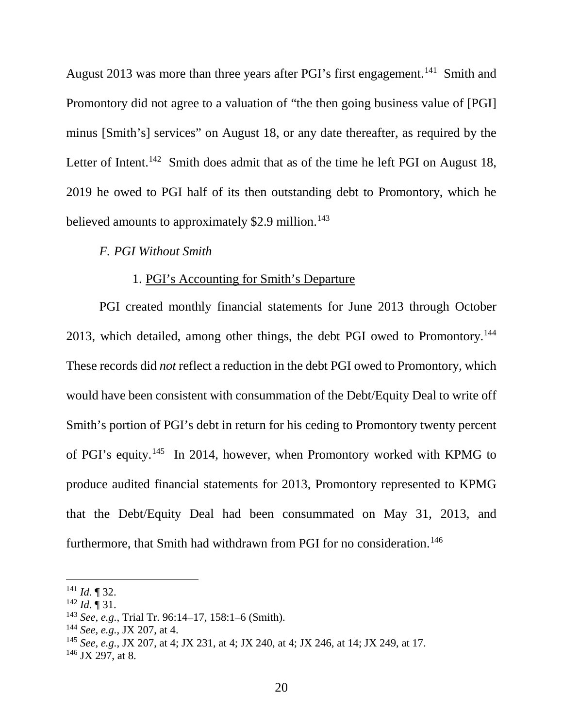August 2013 was more than three years after PGI's first engagement.[141] Smith and Promontory did not agree to a valuation of "the then going business value of [PGI] minus [Smith's] services" on August 18, or any date thereafter, as required by the Letter of Intent.[142] Smith does admit that as of the time he left PGI on August 18, 2019 he owed to PGI half of its then outstanding debt to Promontory, which he believed amounts to approximately $2.9 million.[143]

*F. PGI Without Smith*

1. PGI's Accounting for Smith's Departure

PGI created monthly financial statements for June 2013 through October 2013, which detailed, among other things, the debt PGI owed to Promontory.[144] These records did *not* reflect a reduction in the debt PGI owed to Promontory, which would have been consistent with consummation of the Debt/Equity Deal to write off Smith's portion of PGI's debt in return for his ceding to Promontory twenty percent of PGI's equity.[145] In 2014, however, when Promontory worked with KPMG to produce audited financial statements for 2013, Promontory represented to KPMG that the Debt/Equity Deal had been consummated on May 31, 2013, and furthermore, that Smith had withdrawn from PGI for no consideration.[146]

---

[141] *Id.* ¶ 32.
[142] *Id.* ¶ 31.
[143] *See, e.g.*, Trial Tr. 96:14–17, 158:1–6 (Smith).
[144] *See, e.g.*, JX 207, at 4.
[145] *See, e.g.*, JX 207, at 4; JX 231, at 4; JX 240, at 4; JX 246, at 14; JX 249, at 17.
[146] JX 297, at 8.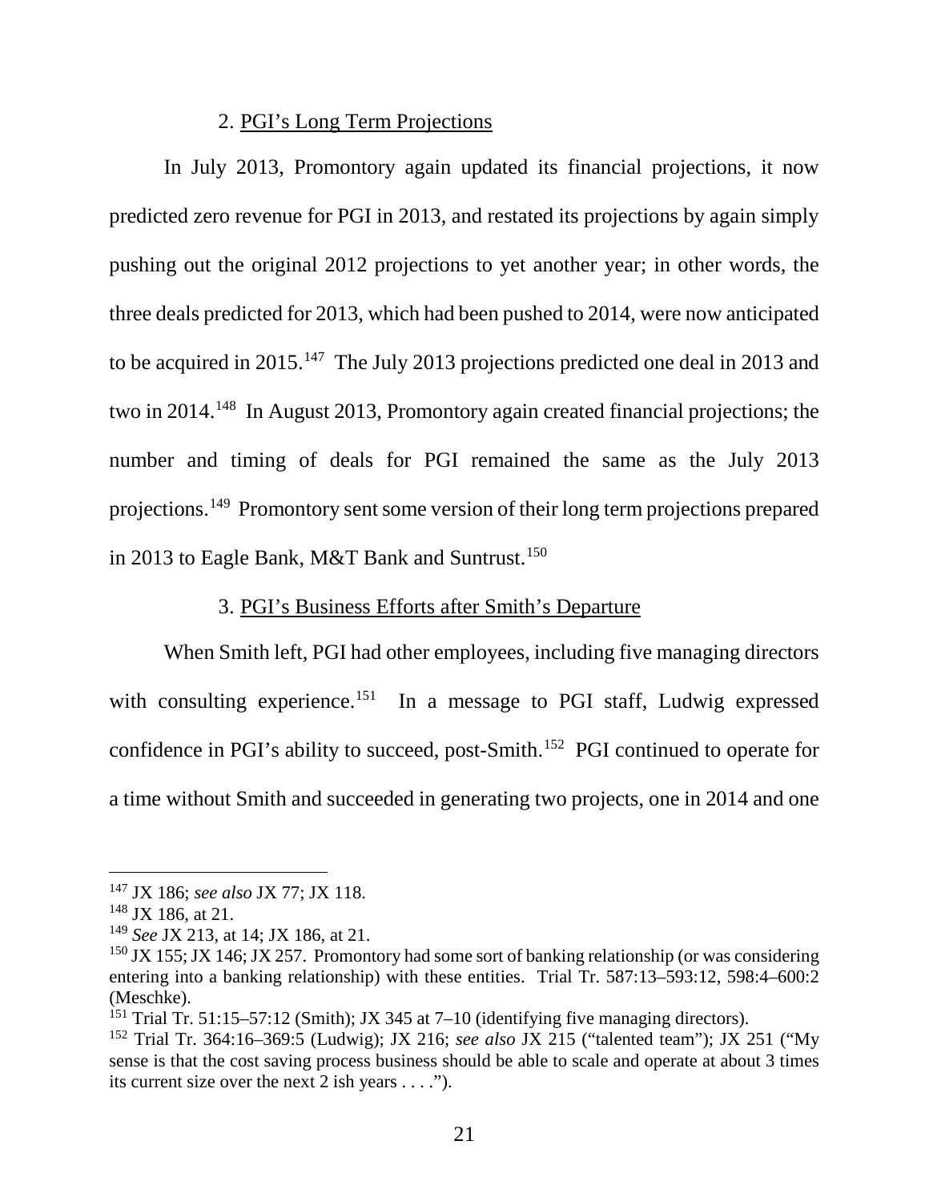### 2. PGI's Long Term Projections

In July 2013, Promontory again updated its financial projections, it now predicted zero revenue for PGI in 2013, and restated its projections by again simply pushing out the original 2012 projections to yet another year; in other words, the three deals predicted for 2013, which had been pushed to 2014, were now anticipated to be acquired in 2015.[147] The July 2013 projections predicted one deal in 2013 and two in 2014.[148] In August 2013, Promontory again created financial projections; the number and timing of deals for PGI remained the same as the July 2013 projections.[149] Promontory sent some version of their long term projections prepared in 2013 to Eagle Bank, M&T Bank and Suntrust.[150]

### 3. PGI's Business Efforts after Smith's Departure

When Smith left, PGI had other employees, including five managing directors with consulting experience.[151] In a message to PGI staff, Ludwig expressed confidence in PGI's ability to succeed, post-Smith.[152] PGI continued to operate for a time without Smith and succeeded in generating two projects, one in 2014 and one

---

[147] JX 186; *see also* JX 77; JX 118.

[148] JX 186, at 21.

[149] *See* JX 213, at 14; JX 186, at 21.

[150] JX 155; JX 146; JX 257. Promontory had some sort of banking relationship (or was considering entering into a banking relationship) with these entities. Trial Tr. 587:13–593:12, 598:4–600:2 (Meschke).

[151] Trial Tr. 51:15–57:12 (Smith); JX 345 at 7–10 (identifying five managing directors).

[152] Trial Tr. 364:16–369:5 (Ludwig); JX 216; *see also* JX 215 ("talented team"); JX 251 ("My sense is that the cost saving process business should be able to scale and operate at about 3 times its current size over the next 2 ish years . . . .").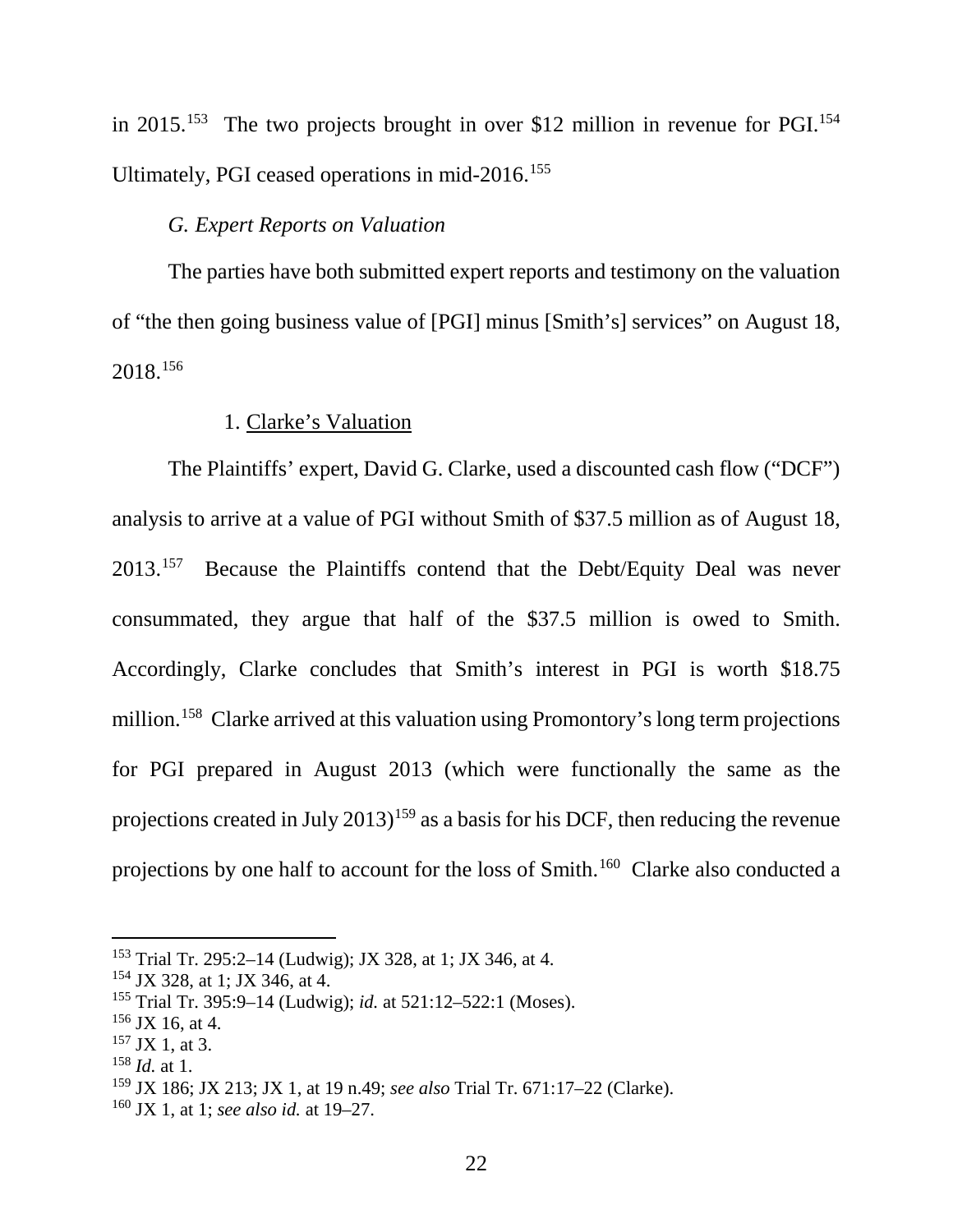in 2015.[153] The two projects brought in over $12 million in revenue for PGI.[154] Ultimately, PGI ceased operations in mid-2016.[155]

*G. Expert Reports on Valuation*

The parties have both submitted expert reports and testimony on the valuation of "the then going business value of [PGI] minus [Smith's] services" on August 18, 2018.[156]

1. Clarke's Valuation

The Plaintiffs' expert, David G. Clarke, used a discounted cash flow ("DCF") analysis to arrive at a value of PGI without Smith of $37.5 million as of August 18, 2013.[157] Because the Plaintiffs contend that the Debt/Equity Deal was never consummated, they argue that half of the $37.5 million is owed to Smith. Accordingly, Clarke concludes that Smith's interest in PGI is worth $18.75 million.[158] Clarke arrived at this valuation using Promontory's long term projections for PGI prepared in August 2013 (which were functionally the same as the projections created in July 2013)[159] as a basis for his DCF, then reducing the revenue projections by one half to account for the loss of Smith.[160] Clarke also conducted a

---

[153] Trial Tr. 295:2–14 (Ludwig); JX 328, at 1; JX 346, at 4.

[154] JX 328, at 1; JX 346, at 4.

[155] Trial Tr. 395:9–14 (Ludwig); *id.* at 521:12–522:1 (Moses).

[156] JX 16, at 4.

[157] JX 1, at 3.

[158] *Id.* at 1.

[159] JX 186; JX 213; JX 1, at 19 n.49; *see also* Trial Tr. 671:17–22 (Clarke).

[160] JX 1, at 1; *see also id.* at 19–27.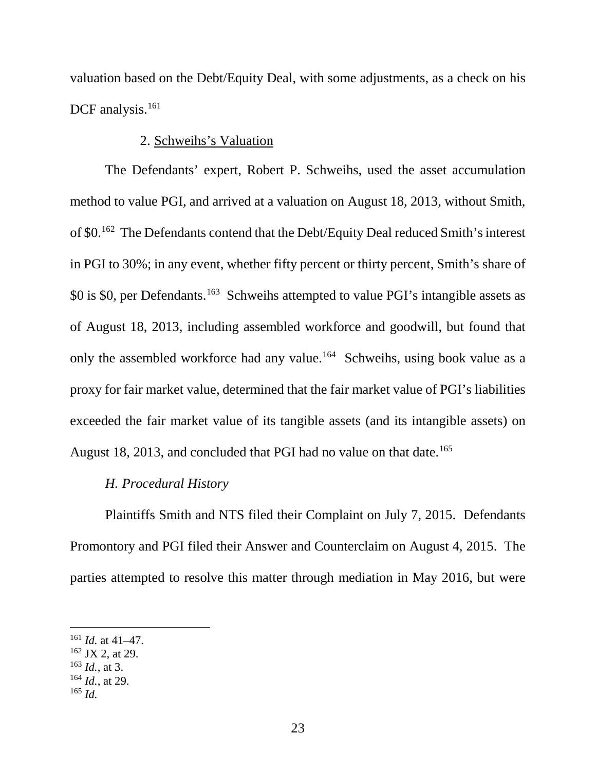valuation based on the Debt/Equity Deal, with some adjustments, as a check on his DCF analysis.[161]

2. Schweihs's Valuation

The Defendants' expert, Robert P. Schweihs, used the asset accumulation method to value PGI, and arrived at a valuation on August 18, 2013, without Smith, of $0.[162] The Defendants contend that the Debt/Equity Deal reduced Smith's interest in PGI to 30%; in any event, whether fifty percent or thirty percent, Smith's share of $0 is $0, per Defendants.[163] Schweihs attempted to value PGI's intangible assets as of August 18, 2013, including assembled workforce and goodwill, but found that only the assembled workforce had any value.[164] Schweihs, using book value as a proxy for fair market value, determined that the fair market value of PGI's liabilities exceeded the fair market value of its tangible assets (and its intangible assets) on August 18, 2013, and concluded that PGI had no value on that date.[165]

*H. Procedural History*

Plaintiffs Smith and NTS filed their Complaint on July 7, 2015. Defendants Promontory and PGI filed their Answer and Counterclaim on August 4, 2015. The parties attempted to resolve this matter through mediation in May 2016, but were

---

[161] *Id.* at 41–47.
[162] JX 2, at 29.
[163] *Id.*, at 3.
[164] *Id.*, at 29.
[165] *Id.*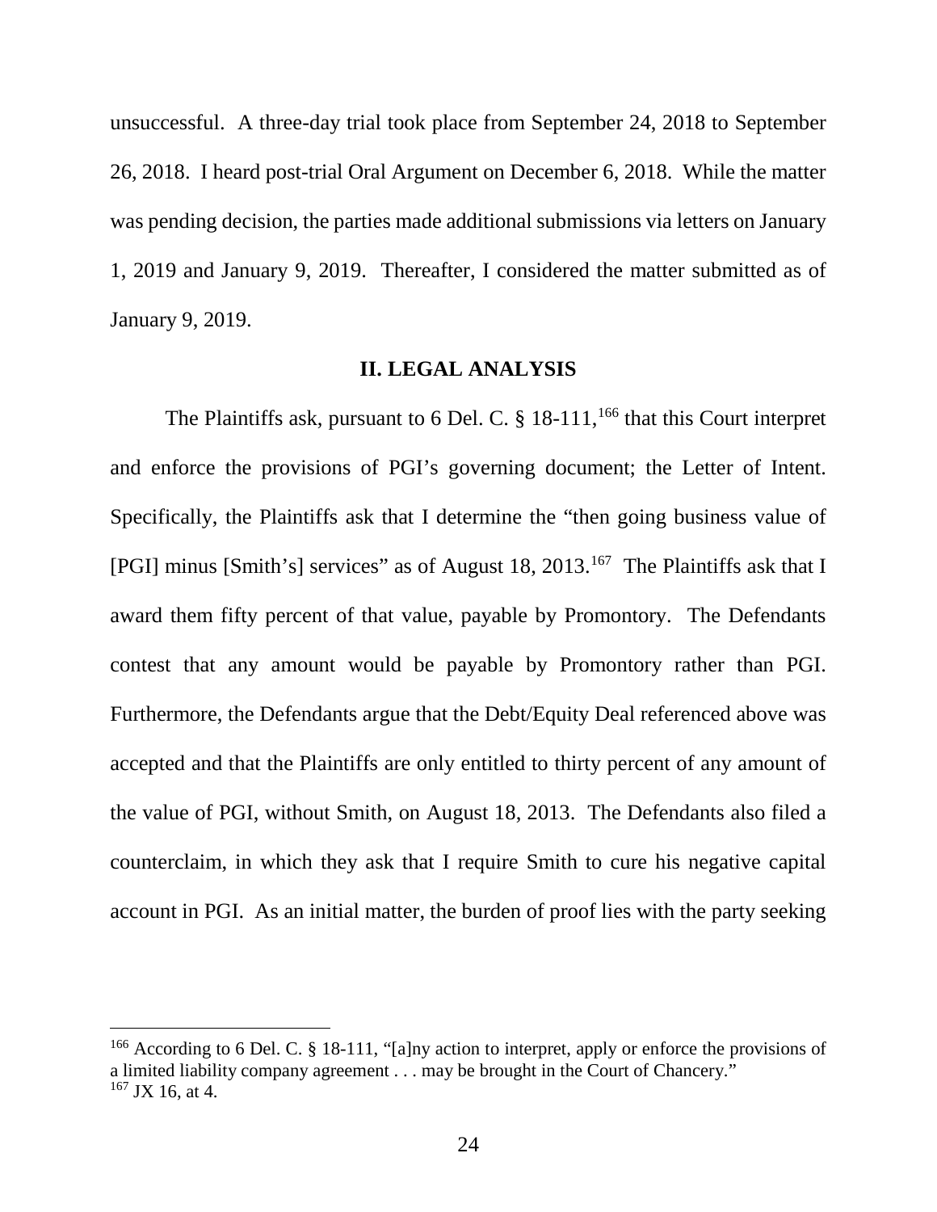unsuccessful. A three-day trial took place from September 24, 2018 to September 26, 2018. I heard post-trial Oral Argument on December 6, 2018. While the matter was pending decision, the parties made additional submissions via letters on January 1, 2019 and January 9, 2019. Thereafter, I considered the matter submitted as of January 9, 2019.

## II. LEGAL ANALYSIS

The Plaintiffs ask, pursuant to 6 Del. C. § 18-111,[166] that this Court interpret and enforce the provisions of PGI's governing document; the Letter of Intent. Specifically, the Plaintiffs ask that I determine the "then going business value of [PGI] minus [Smith's] services" as of August 18, 2013.[167] The Plaintiffs ask that I award them fifty percent of that value, payable by Promontory. The Defendants contest that any amount would be payable by Promontory rather than PGI. Furthermore, the Defendants argue that the Debt/Equity Deal referenced above was accepted and that the Plaintiffs are only entitled to thirty percent of any amount of the value of PGI, without Smith, on August 18, 2013. The Defendants also filed a counterclaim, in which they ask that I require Smith to cure his negative capital account in PGI. As an initial matter, the burden of proof lies with the party seeking

---

[166] According to 6 Del. C. § 18-111, "[a]ny action to interpret, apply or enforce the provisions of a limited liability company agreement . . . may be brought in the Court of Chancery."

[167] JX 16, at 4.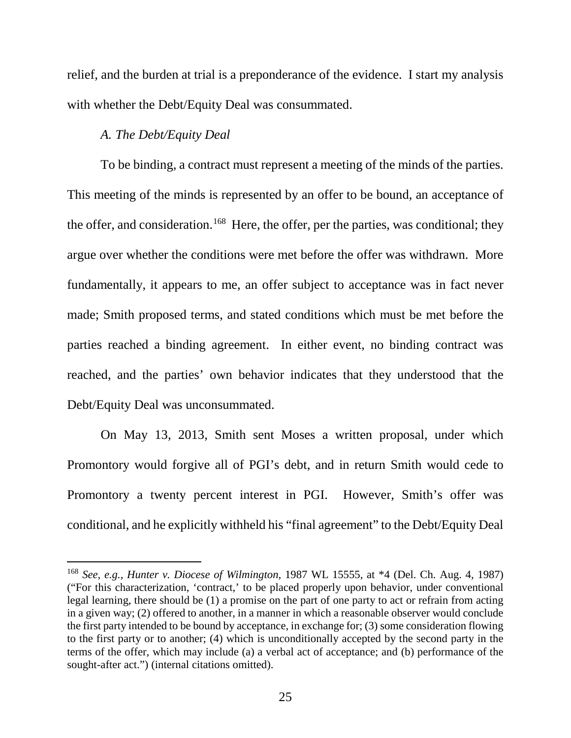relief, and the burden at trial is a preponderance of the evidence. I start my analysis with whether the Debt/Equity Deal was consummated.

### *A. The Debt/Equity Deal*

To be binding, a contract must represent a meeting of the minds of the parties. This meeting of the minds is represented by an offer to be bound, an acceptance of the offer, and consideration.[168] Here, the offer, per the parties, was conditional; they argue over whether the conditions were met before the offer was withdrawn. More fundamentally, it appears to me, an offer subject to acceptance was in fact never made; Smith proposed terms, and stated conditions which must be met before the parties reached a binding agreement. In either event, no binding contract was reached, and the parties' own behavior indicates that they understood that the Debt/Equity Deal was unconsummated.

On May 13, 2013, Smith sent Moses a written proposal, under which Promontory would forgive all of PGI's debt, and in return Smith would cede to Promontory a twenty percent interest in PGI. However, Smith's offer was conditional, and he explicitly withheld his "final agreement" to the Debt/Equity Deal

---

[168] *See, e.g.*, *Hunter v. Diocese of Wilmington*, 1987 WL 15555, at *4 (Del. Ch. Aug. 4, 1987) ("For this characterization, 'contract,' to be placed properly upon behavior, under conventional legal learning, there should be (1) a promise on the part of one party to act or refrain from acting in a given way; (2) offered to another, in a manner in which a reasonable observer would conclude the first party intended to be bound by acceptance, in exchange for; (3) some consideration flowing to the first party or to another; (4) which is unconditionally accepted by the second party in the terms of the offer, which may include (a) a verbal act of acceptance; and (b) performance of the sought-after act.") (internal citations omitted).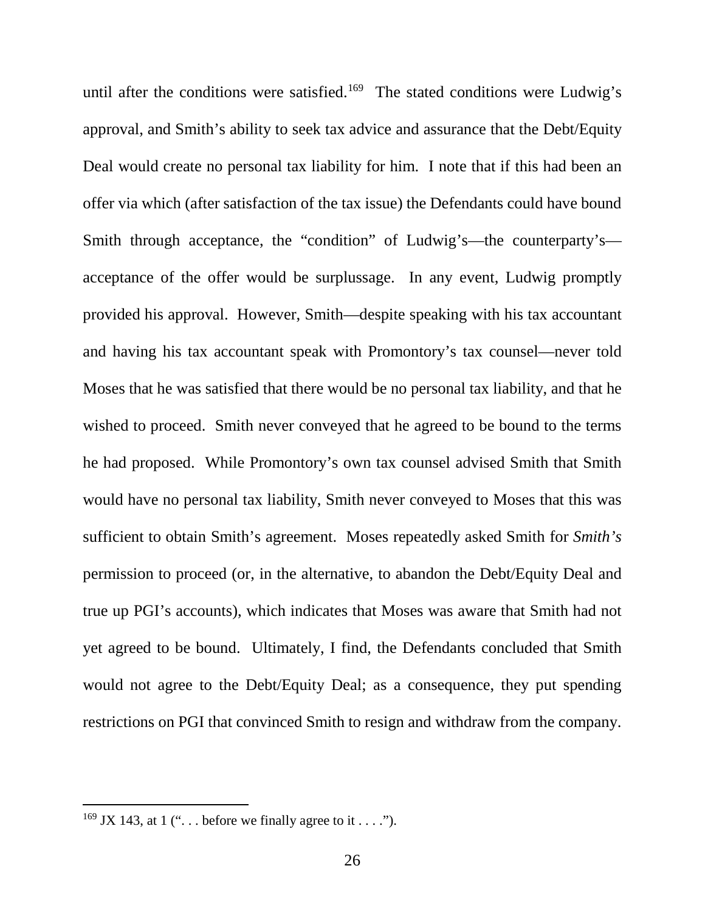until after the conditions were satisfied.[169] The stated conditions were Ludwig's approval, and Smith's ability to seek tax advice and assurance that the Debt/Equity Deal would create no personal tax liability for him. I note that if this had been an offer via which (after satisfaction of the tax issue) the Defendants could have bound Smith through acceptance, the "condition" of Ludwig's—the counterparty's—acceptance of the offer would be surplussage. In any event, Ludwig promptly provided his approval. However, Smith—despite speaking with his tax accountant and having his tax accountant speak with Promontory's tax counsel—never told Moses that he was satisfied that there would be no personal tax liability, and that he wished to proceed. Smith never conveyed that he agreed to be bound to the terms he had proposed. While Promontory's own tax counsel advised Smith that Smith would have no personal tax liability, Smith never conveyed to Moses that this was sufficient to obtain Smith's agreement. Moses repeatedly asked Smith for *Smith's* permission to proceed (or, in the alternative, to abandon the Debt/Equity Deal and true up PGI's accounts), which indicates that Moses was aware that Smith had not yet agreed to be bound. Ultimately, I find, the Defendants concluded that Smith would not agree to the Debt/Equity Deal; as a consequence, they put spending restrictions on PGI that convinced Smith to resign and withdraw from the company.

---

[169] JX 143, at 1 (". . . before we finally agree to it . . . .").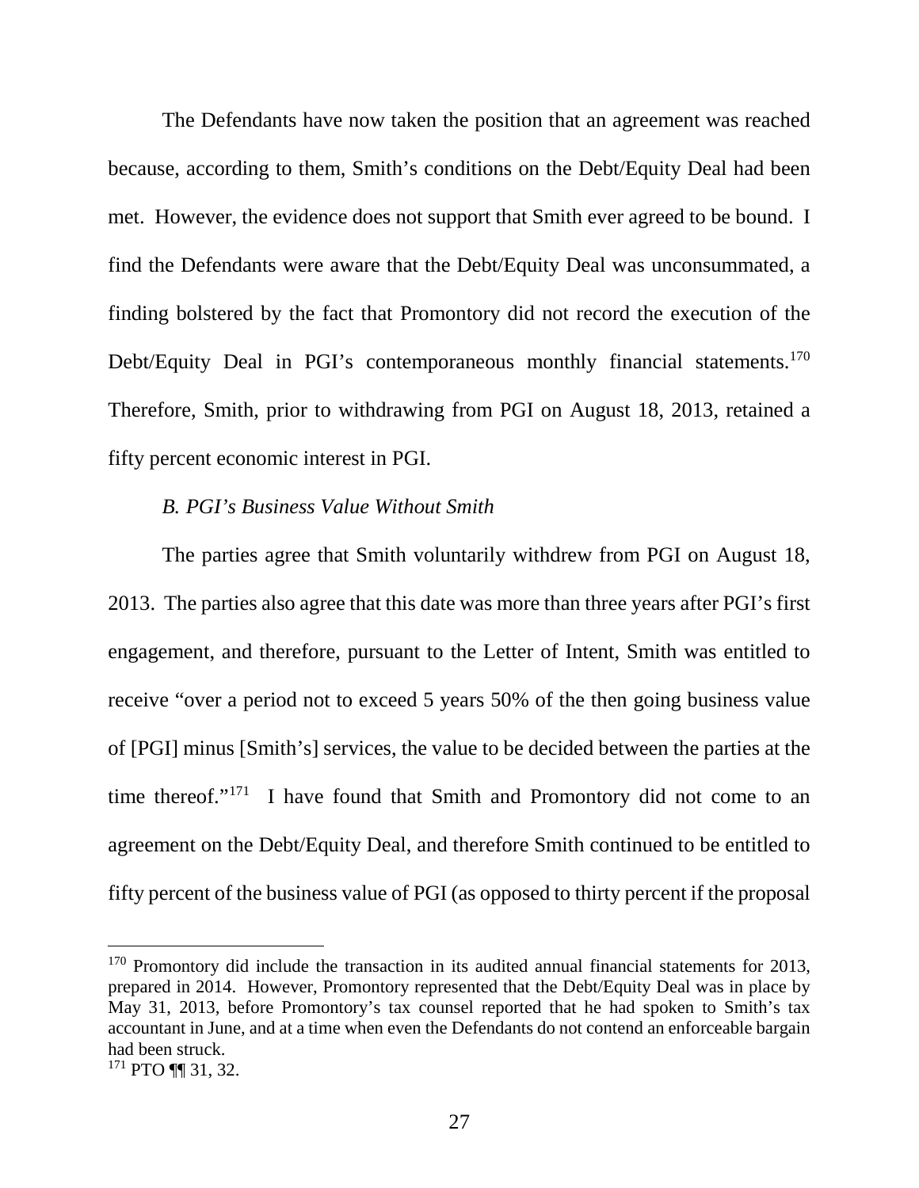The Defendants have now taken the position that an agreement was reached because, according to them, Smith's conditions on the Debt/Equity Deal had been met. However, the evidence does not support that Smith ever agreed to be bound. I find the Defendants were aware that the Debt/Equity Deal was unconsummated, a finding bolstered by the fact that Promontory did not record the execution of the Debt/Equity Deal in PGI's contemporaneous monthly financial statements.[170] Therefore, Smith, prior to withdrawing from PGI on August 18, 2013, retained a fifty percent economic interest in PGI.

*B. PGI's Business Value Without Smith*

The parties agree that Smith voluntarily withdrew from PGI on August 18, 2013. The parties also agree that this date was more than three years after PGI's first engagement, and therefore, pursuant to the Letter of Intent, Smith was entitled to receive "over a period not to exceed 5 years 50% of the then going business value of [PGI] minus [Smith's] services, the value to be decided between the parties at the time thereof."[171] I have found that Smith and Promontory did not come to an agreement on the Debt/Equity Deal, and therefore Smith continued to be entitled to fifty percent of the business value of PGI (as opposed to thirty percent if the proposal

---

[170] Promontory did include the transaction in its audited annual financial statements for 2013, prepared in 2014. However, Promontory represented that the Debt/Equity Deal was in place by May 31, 2013, before Promontory's tax counsel reported that he had spoken to Smith's tax accountant in June, and at a time when even the Defendants do not contend an enforceable bargain had been struck.

[171] PTO ¶¶ 31, 32.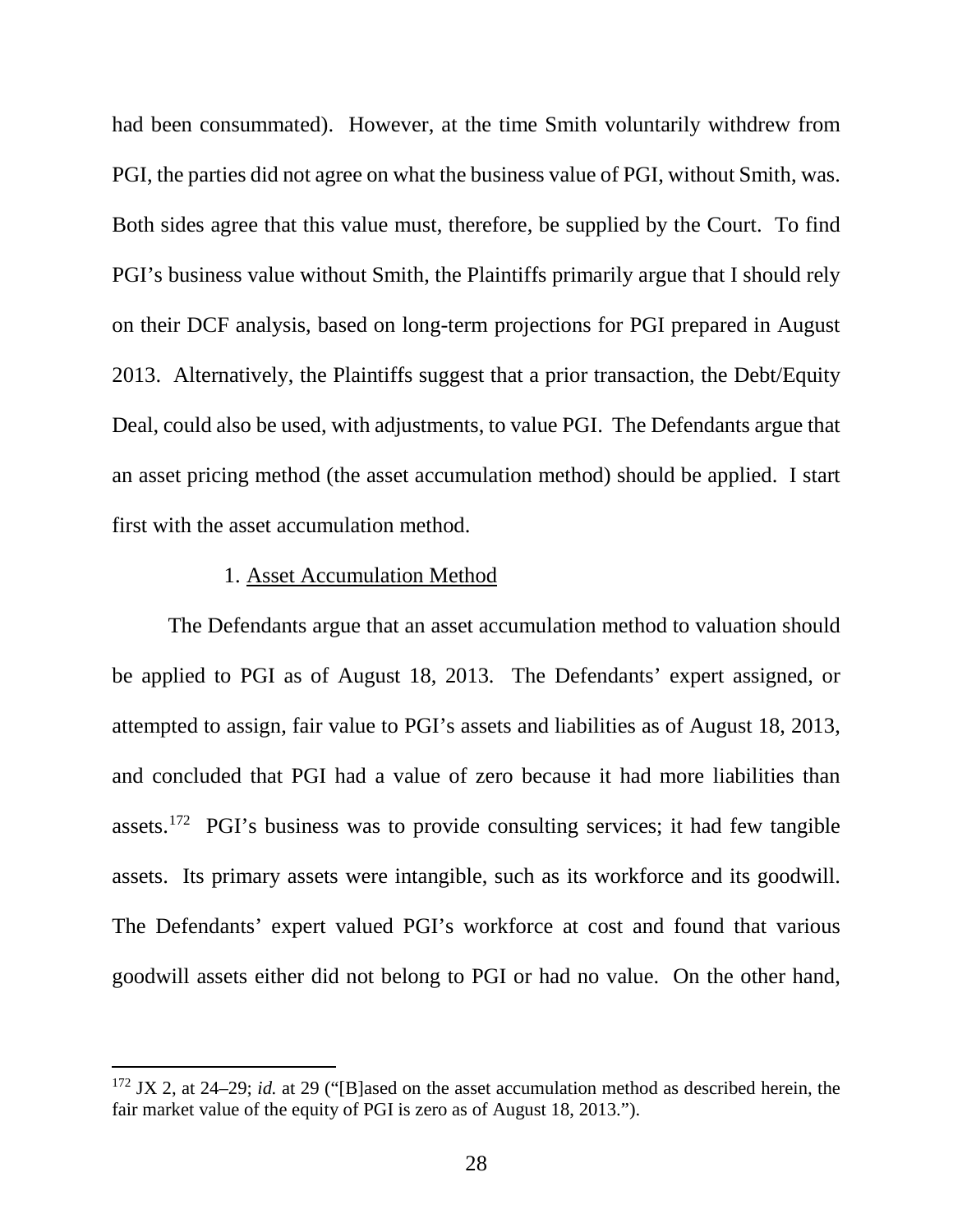had been consummated). However, at the time Smith voluntarily withdrew from PGI, the parties did not agree on what the business value of PGI, without Smith, was. Both sides agree that this value must, therefore, be supplied by the Court. To find PGI's business value without Smith, the Plaintiffs primarily argue that I should rely on their DCF analysis, based on long-term projections for PGI prepared in August 2013. Alternatively, the Plaintiffs suggest that a prior transaction, the Debt/Equity Deal, could also be used, with adjustments, to value PGI. The Defendants argue that an asset pricing method (the asset accumulation method) should be applied. I start first with the asset accumulation method.

1. Asset Accumulation Method

The Defendants argue that an asset accumulation method to valuation should be applied to PGI as of August 18, 2013. The Defendants' expert assigned, or attempted to assign, fair value to PGI's assets and liabilities as of August 18, 2013, and concluded that PGI had a value of zero because it had more liabilities than assets.[172] PGI's business was to provide consulting services; it had few tangible assets. Its primary assets were intangible, such as its workforce and its goodwill. The Defendants' expert valued PGI's workforce at cost and found that various goodwill assets either did not belong to PGI or had no value. On the other hand,

---

[172] JX 2, at 24–29; *id.* at 29 ("[B]ased on the asset accumulation method as described herein, the fair market value of the equity of PGI is zero as of August 18, 2013.").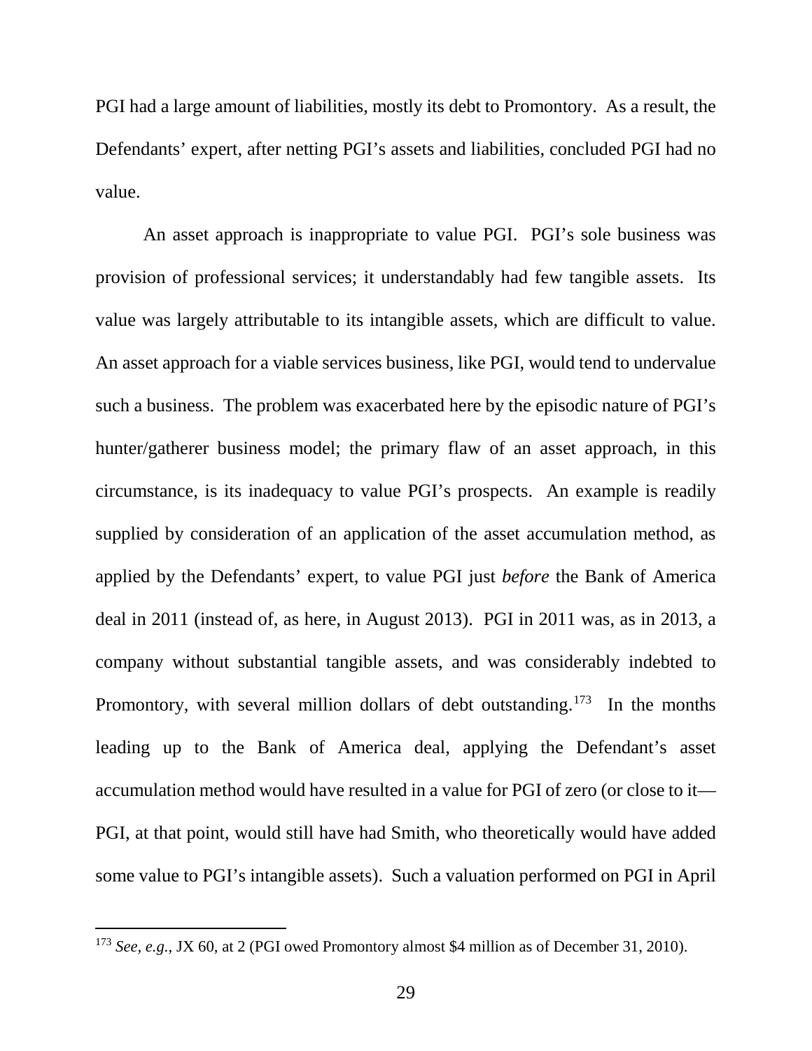PGI had a large amount of liabilities, mostly its debt to Promontory. As a result, the Defendants' expert, after netting PGI's assets and liabilities, concluded PGI had no value.

An asset approach is inappropriate to value PGI. PGI's sole business was provision of professional services; it understandably had few tangible assets. Its value was largely attributable to its intangible assets, which are difficult to value. An asset approach for a viable services business, like PGI, would tend to undervalue such a business. The problem was exacerbated here by the episodic nature of PGI's hunter/gatherer business model; the primary flaw of an asset approach, in this circumstance, is its inadequacy to value PGI's prospects. An example is readily supplied by consideration of an application of the asset accumulation method, as applied by the Defendants' expert, to value PGI just *before* the Bank of America deal in 2011 (instead of, as here, in August 2013). PGI in 2011 was, as in 2013, a company without substantial tangible assets, and was considerably indebted to Promontory, with several million dollars of debt outstanding.[173] In the months leading up to the Bank of America deal, applying the Defendant's asset accumulation method would have resulted in a value for PGI of zero (or close to it—PGI, at that point, would still have had Smith, who theoretically would have added some value to PGI's intangible assets). Such a valuation performed on PGI in April

[173] *See, e.g.*, JX 60, at 2 (PGI owed Promontory almost $4 million as of December 31, 2010).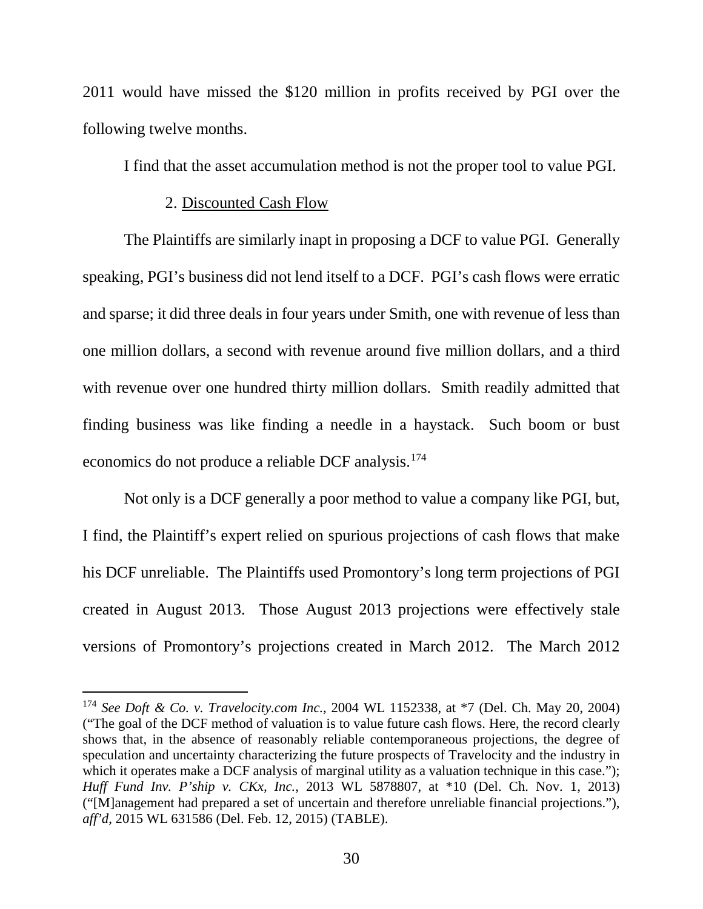2011 would have missed the $120 million in profits received by PGI over the following twelve months.

I find that the asset accumulation method is not the proper tool to value PGI.

2. Discounted Cash Flow

The Plaintiffs are similarly inapt in proposing a DCF to value PGI. Generally speaking, PGI's business did not lend itself to a DCF. PGI's cash flows were erratic and sparse; it did three deals in four years under Smith, one with revenue of less than one million dollars, a second with revenue around five million dollars, and a third with revenue over one hundred thirty million dollars. Smith readily admitted that finding business was like finding a needle in a haystack. Such boom or bust economics do not produce a reliable DCF analysis.[174]

Not only is a DCF generally a poor method to value a company like PGI, but, I find, the Plaintiff's expert relied on spurious projections of cash flows that make his DCF unreliable. The Plaintiffs used Promontory's long term projections of PGI created in August 2013. Those August 2013 projections were effectively stale versions of Promontory's projections created in March 2012. The March 2012

---

[174] *See Doft & Co. v. Travelocity.com Inc.*, 2004 WL 1152338, at *7 (Del. Ch. May 20, 2004) ("The goal of the DCF method of valuation is to value future cash flows. Here, the record clearly shows that, in the absence of reasonably reliable contemporaneous projections, the degree of speculation and uncertainty characterizing the future prospects of Travelocity and the industry in which it operates make a DCF analysis of marginal utility as a valuation technique in this case."); *Huff Fund Inv. P'ship v. CKx, Inc.*, 2013 WL 5878807, at *10 (Del. Ch. Nov. 1, 2013) ("[M]anagement had prepared a set of uncertain and therefore unreliable financial projections."), *aff'd*, 2015 WL 631586 (Del. Feb. 12, 2015) (TABLE).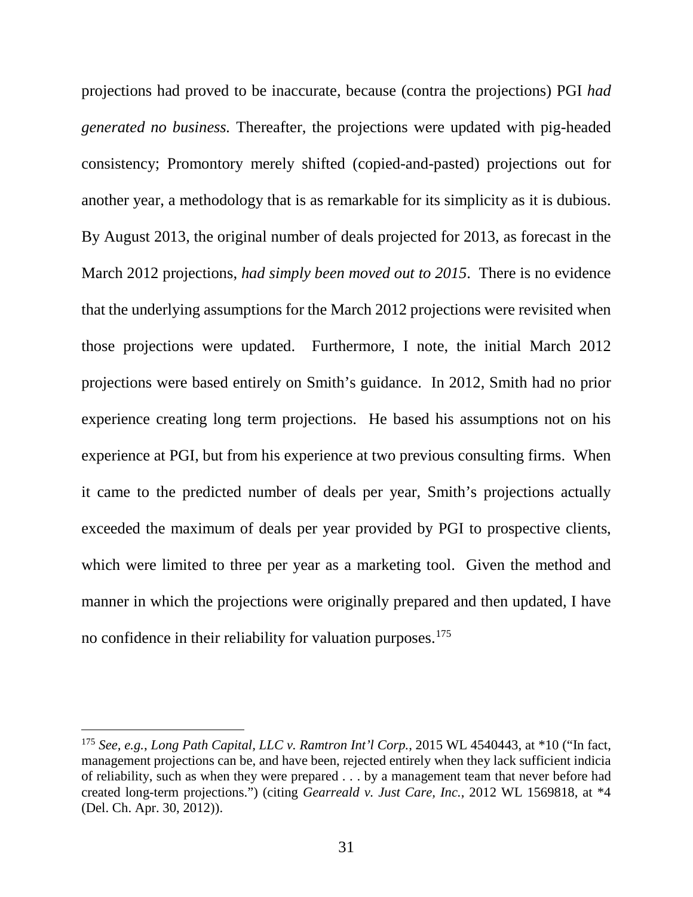projections had proved to be inaccurate, because (contra the projections) PGI *had generated no business.* Thereafter, the projections were updated with pig-headed consistency; Promontory merely shifted (copied-and-pasted) projections out for another year, a methodology that is as remarkable for its simplicity as it is dubious. By August 2013, the original number of deals projected for 2013, as forecast in the March 2012 projections, *had simply been moved out to 2015*. There is no evidence that the underlying assumptions for the March 2012 projections were revisited when those projections were updated. Furthermore, I note, the initial March 2012 projections were based entirely on Smith's guidance. In 2012, Smith had no prior experience creating long term projections. He based his assumptions not on his experience at PGI, but from his experience at two previous consulting firms. When it came to the predicted number of deals per year, Smith's projections actually exceeded the maximum of deals per year provided by PGI to prospective clients, which were limited to three per year as a marketing tool. Given the method and manner in which the projections were originally prepared and then updated, I have no confidence in their reliability for valuation purposes.[175]

---

[175] *See, e.g.*, *Long Path Capital, LLC v. Ramtron Int'l Corp.*, 2015 WL 4540443, at *10 ("In fact, management projections can be, and have been, rejected entirely when they lack sufficient indicia of reliability, such as when they were prepared . . . by a management team that never before had created long-term projections.") (citing *Gearreald v. Just Care, Inc.*, 2012 WL 1569818, at *4 (Del. Ch. Apr. 30, 2012)).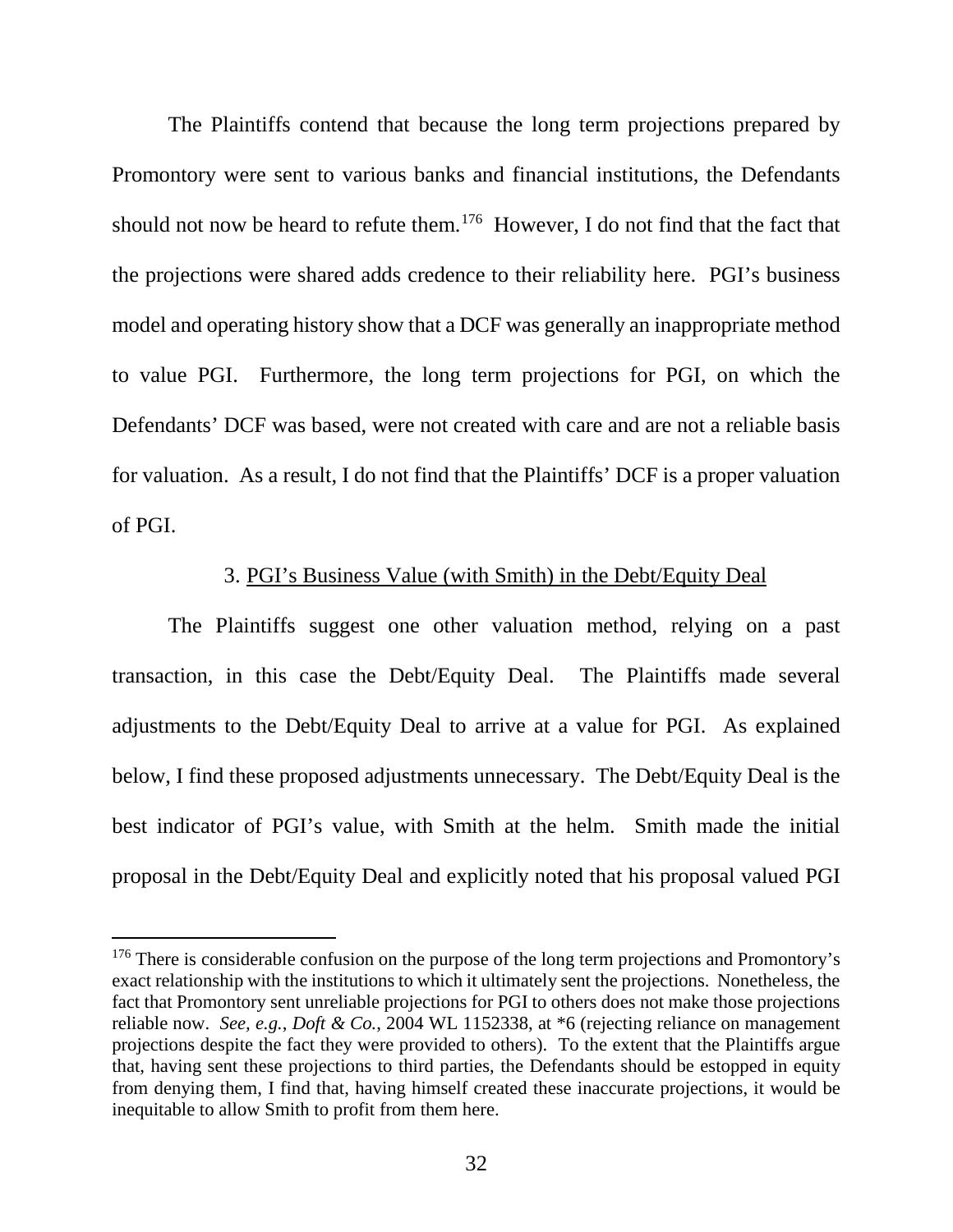The Plaintiffs contend that because the long term projections prepared by Promontory were sent to various banks and financial institutions, the Defendants should not now be heard to refute them.[176] However, I do not find that the fact that the projections were shared adds credence to their reliability here. PGI's business model and operating history show that a DCF was generally an inappropriate method to value PGI. Furthermore, the long term projections for PGI, on which the Defendants' DCF was based, were not created with care and are not a reliable basis for valuation. As a result, I do not find that the Plaintiffs' DCF is a proper valuation of PGI.

### 3. PGI's Business Value (with Smith) in the Debt/Equity Deal

The Plaintiffs suggest one other valuation method, relying on a past transaction, in this case the Debt/Equity Deal. The Plaintiffs made several adjustments to the Debt/Equity Deal to arrive at a value for PGI. As explained below, I find these proposed adjustments unnecessary. The Debt/Equity Deal is the best indicator of PGI's value, with Smith at the helm. Smith made the initial proposal in the Debt/Equity Deal and explicitly noted that his proposal valued PGI

---

[176] There is considerable confusion on the purpose of the long term projections and Promontory's exact relationship with the institutions to which it ultimately sent the projections. Nonetheless, the fact that Promontory sent unreliable projections for PGI to others does not make those projections reliable now. *See, e.g.*, *Doft & Co.*, 2004 WL 1152338, at *6 (rejecting reliance on management projections despite the fact they were provided to others). To the extent that the Plaintiffs argue that, having sent these projections to third parties, the Defendants should be estopped in equity from denying them, I find that, having himself created these inaccurate projections, it would be inequitable to allow Smith to profit from them here.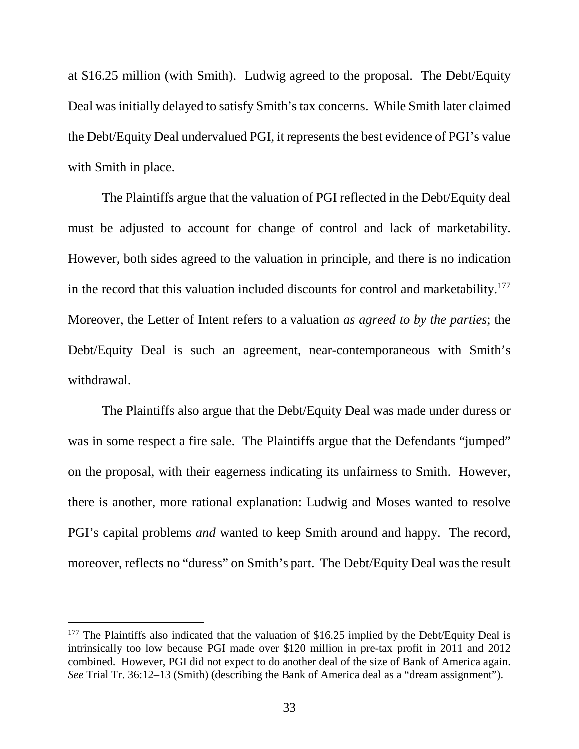at $16.25 million (with Smith). Ludwig agreed to the proposal. The Debt/Equity Deal was initially delayed to satisfy Smith's tax concerns. While Smith later claimed the Debt/Equity Deal undervalued PGI, it represents the best evidence of PGI's value with Smith in place.

The Plaintiffs argue that the valuation of PGI reflected in the Debt/Equity deal must be adjusted to account for change of control and lack of marketability. However, both sides agreed to the valuation in principle, and there is no indication in the record that this valuation included discounts for control and marketability.[177] Moreover, the Letter of Intent refers to a valuation *as agreed to by the parties*; the Debt/Equity Deal is such an agreement, near-contemporaneous with Smith's withdrawal.

The Plaintiffs also argue that the Debt/Equity Deal was made under duress or was in some respect a fire sale. The Plaintiffs argue that the Defendants "jumped" on the proposal, with their eagerness indicating its unfairness to Smith. However, there is another, more rational explanation: Ludwig and Moses wanted to resolve PGI's capital problems *and* wanted to keep Smith around and happy. The record, moreover, reflects no "duress" on Smith's part. The Debt/Equity Deal was the result

---

[177] The Plaintiffs also indicated that the valuation of $16.25 implied by the Debt/Equity Deal is intrinsically too low because PGI made over $120 million in pre-tax profit in 2011 and 2012 combined. However, PGI did not expect to do another deal of the size of Bank of America again. *See* Trial Tr. 36:12–13 (Smith) (describing the Bank of America deal as a "dream assignment").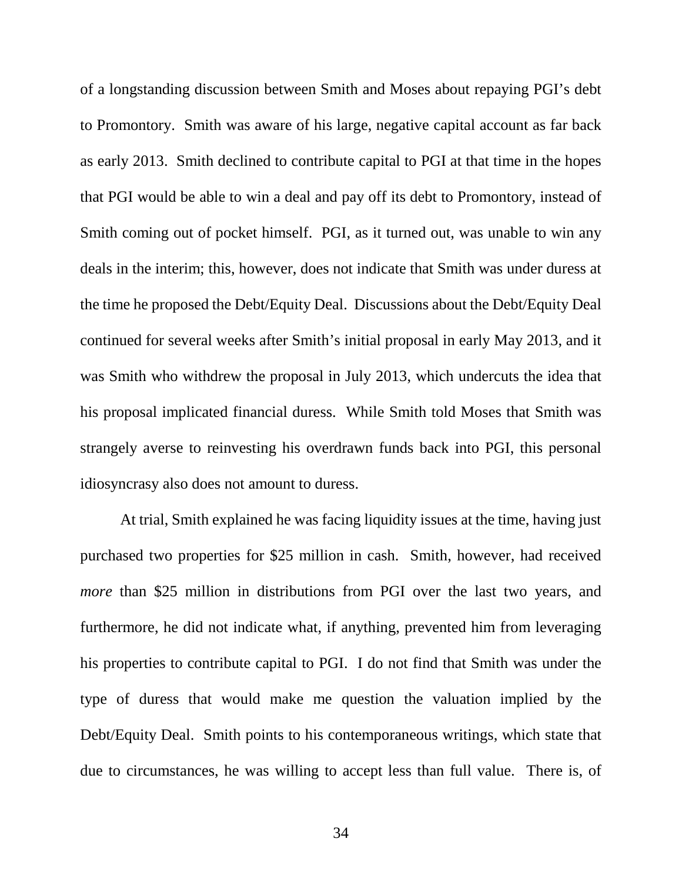of a longstanding discussion between Smith and Moses about repaying PGI's debt to Promontory. Smith was aware of his large, negative capital account as far back as early 2013. Smith declined to contribute capital to PGI at that time in the hopes that PGI would be able to win a deal and pay off its debt to Promontory, instead of Smith coming out of pocket himself. PGI, as it turned out, was unable to win any deals in the interim; this, however, does not indicate that Smith was under duress at the time he proposed the Debt/Equity Deal. Discussions about the Debt/Equity Deal continued for several weeks after Smith's initial proposal in early May 2013, and it was Smith who withdrew the proposal in July 2013, which undercuts the idea that his proposal implicated financial duress. While Smith told Moses that Smith was strangely averse to reinvesting his overdrawn funds back into PGI, this personal idiosyncrasy also does not amount to duress.

At trial, Smith explained he was facing liquidity issues at the time, having just purchased two properties for $25 million in cash. Smith, however, had received *more* than $25 million in distributions from PGI over the last two years, and furthermore, he did not indicate what, if anything, prevented him from leveraging his properties to contribute capital to PGI. I do not find that Smith was under the type of duress that would make me question the valuation implied by the Debt/Equity Deal. Smith points to his contemporaneous writings, which state that due to circumstances, he was willing to accept less than full value. There is, of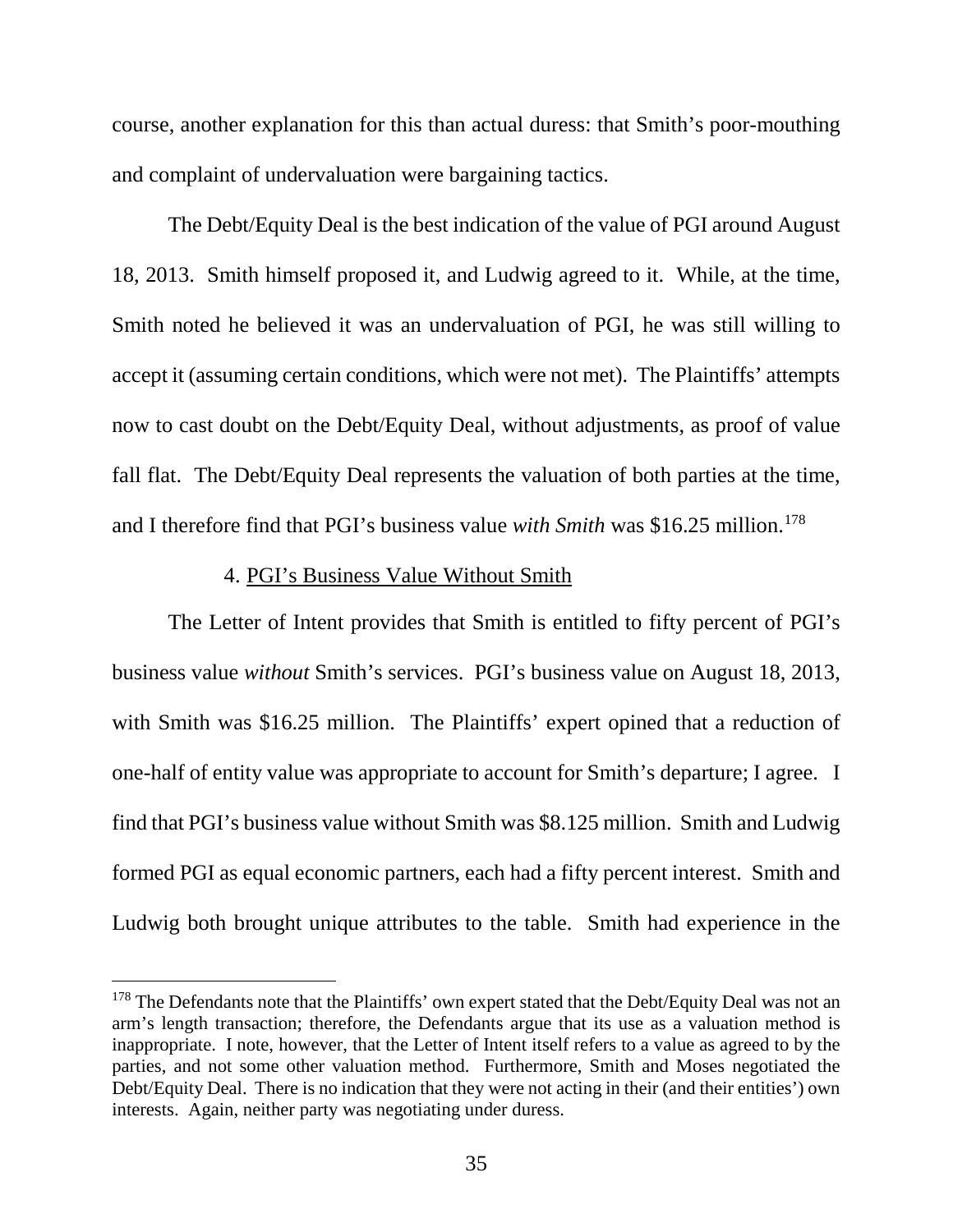course, another explanation for this than actual duress: that Smith's poor-mouthing and complaint of undervaluation were bargaining tactics.

The Debt/Equity Deal is the best indication of the value of PGI around August 18, 2013. Smith himself proposed it, and Ludwig agreed to it. While, at the time, Smith noted he believed it was an undervaluation of PGI, he was still willing to accept it (assuming certain conditions, which were not met). The Plaintiffs' attempts now to cast doubt on the Debt/Equity Deal, without adjustments, as proof of value fall flat. The Debt/Equity Deal represents the valuation of both parties at the time, and I therefore find that PGI's business value *with Smith* was $16.25 million.[178]

#### 4. PGI's Business Value Without Smith

The Letter of Intent provides that Smith is entitled to fifty percent of PGI's business value *without* Smith's services. PGI's business value on August 18, 2013, with Smith was $16.25 million. The Plaintiffs' expert opined that a reduction of one-half of entity value was appropriate to account for Smith's departure; I agree. I find that PGI's business value without Smith was $8.125 million. Smith and Ludwig formed PGI as equal economic partners, each had a fifty percent interest. Smith and Ludwig both brought unique attributes to the table. Smith had experience in the

---

[178] The Defendants note that the Plaintiffs' own expert stated that the Debt/Equity Deal was not an arm's length transaction; therefore, the Defendants argue that its use as a valuation method is inappropriate. I note, however, that the Letter of Intent itself refers to a value as agreed to by the parties, and not some other valuation method. Furthermore, Smith and Moses negotiated the Debt/Equity Deal. There is no indication that they were not acting in their (and their entities') own interests. Again, neither party was negotiating under duress.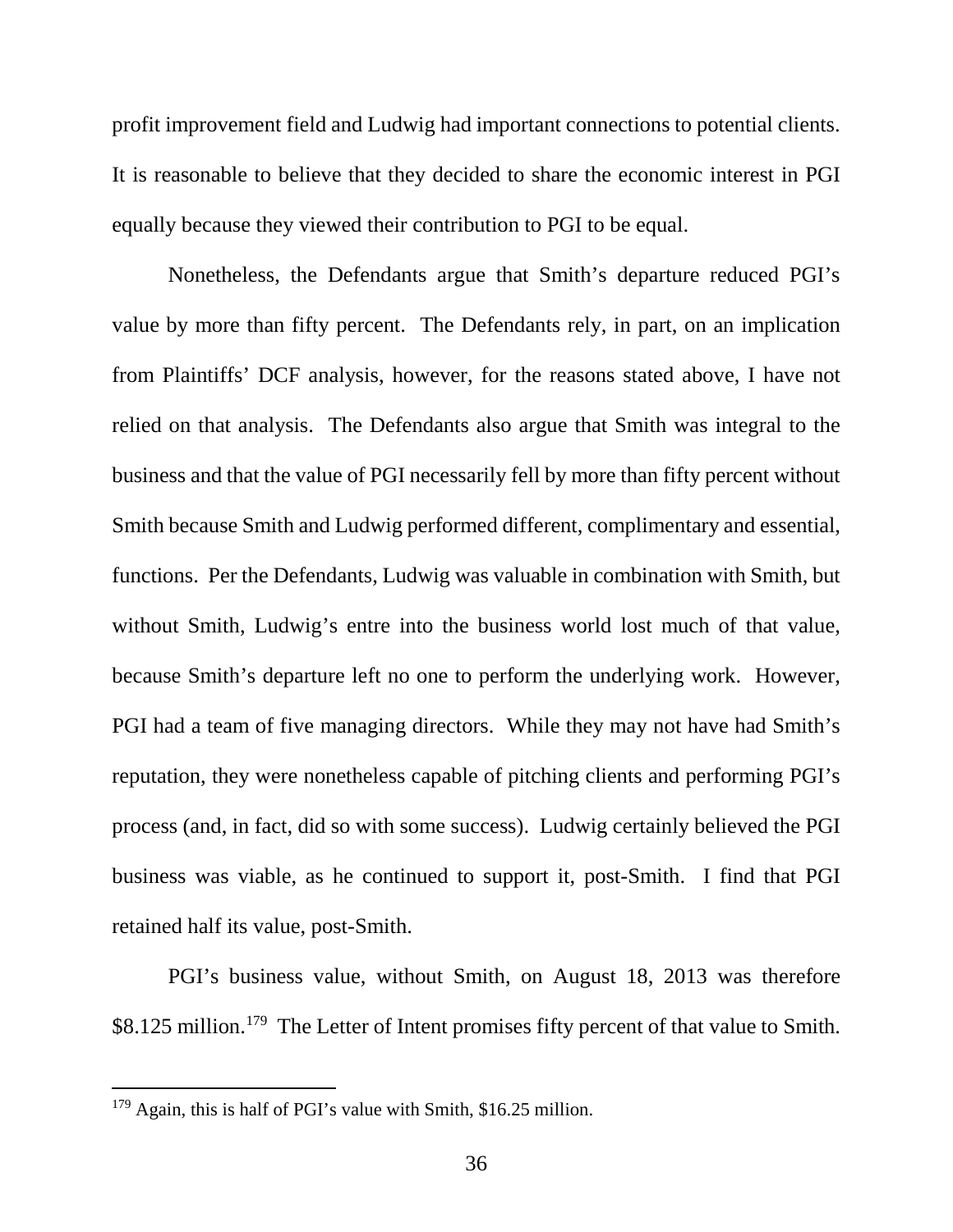profit improvement field and Ludwig had important connections to potential clients. It is reasonable to believe that they decided to share the economic interest in PGI equally because they viewed their contribution to PGI to be equal.

Nonetheless, the Defendants argue that Smith's departure reduced PGI's value by more than fifty percent. The Defendants rely, in part, on an implication from Plaintiffs' DCF analysis, however, for the reasons stated above, I have not relied on that analysis. The Defendants also argue that Smith was integral to the business and that the value of PGI necessarily fell by more than fifty percent without Smith because Smith and Ludwig performed different, complimentary and essential, functions. Per the Defendants, Ludwig was valuable in combination with Smith, but without Smith, Ludwig's entre into the business world lost much of that value, because Smith's departure left no one to perform the underlying work. However, PGI had a team of five managing directors. While they may not have had Smith's reputation, they were nonetheless capable of pitching clients and performing PGI's process (and, in fact, did so with some success). Ludwig certainly believed the PGI business was viable, as he continued to support it, post-Smith. I find that PGI retained half its value, post-Smith.

PGI's business value, without Smith, on August 18, 2013 was therefore \$8.125 million.[179] The Letter of Intent promises fifty percent of that value to Smith.

---

[179] Again, this is half of PGI's value with Smith, \$16.25 million.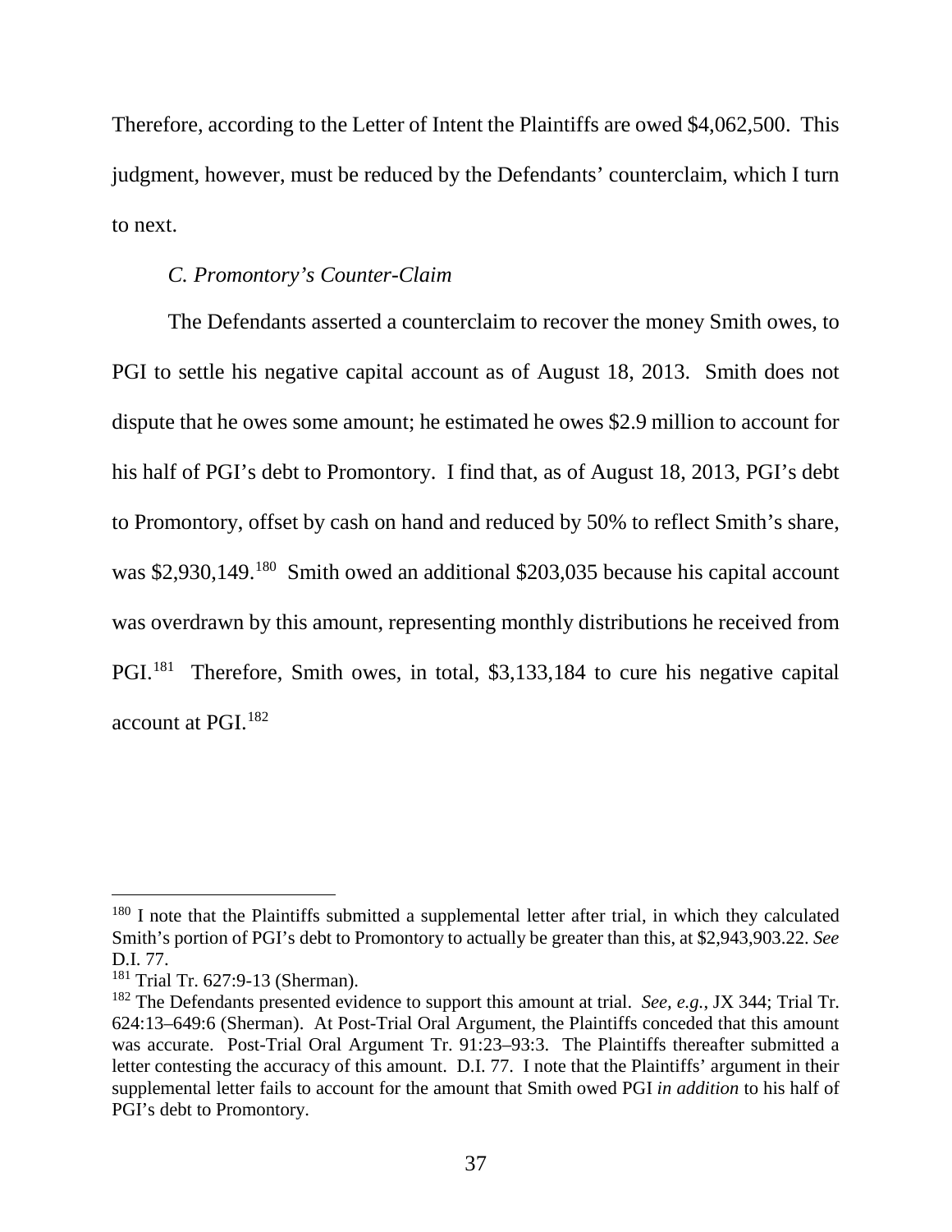Therefore, according to the Letter of Intent the Plaintiffs are owed $4,062,500. This judgment, however, must be reduced by the Defendants' counterclaim, which I turn to next.

### *C. Promontory's Counter-Claim*

The Defendants asserted a counterclaim to recover the money Smith owes, to PGI to settle his negative capital account as of August 18, 2013. Smith does not dispute that he owes some amount; he estimated he owes $2.9 million to account for his half of PGI's debt to Promontory. I find that, as of August 18, 2013, PGI's debt to Promontory, offset by cash on hand and reduced by 50% to reflect Smith's share, was $2,930,149.[180] Smith owed an additional $203,035 because his capital account was overdrawn by this amount, representing monthly distributions he received from PGI.[181] Therefore, Smith owes, in total, $3,133,184 to cure his negative capital account at PGI.[182]

---

[180] I note that the Plaintiffs submitted a supplemental letter after trial, in which they calculated Smith's portion of PGI's debt to Promontory to actually be greater than this, at $2,943,903.22. *See* D.I. 77.

[181] Trial Tr. 627:9-13 (Sherman).

[182] The Defendants presented evidence to support this amount at trial. *See, e.g.*, JX 344; Trial Tr. 624:13–649:6 (Sherman). At Post-Trial Oral Argument, the Plaintiffs conceded that this amount was accurate. Post-Trial Oral Argument Tr. 91:23–93:3. The Plaintiffs thereafter submitted a letter contesting the accuracy of this amount. D.I. 77. I note that the Plaintiffs' argument in their supplemental letter fails to account for the amount that Smith owed PGI *in addition* to his half of PGI's debt to Promontory.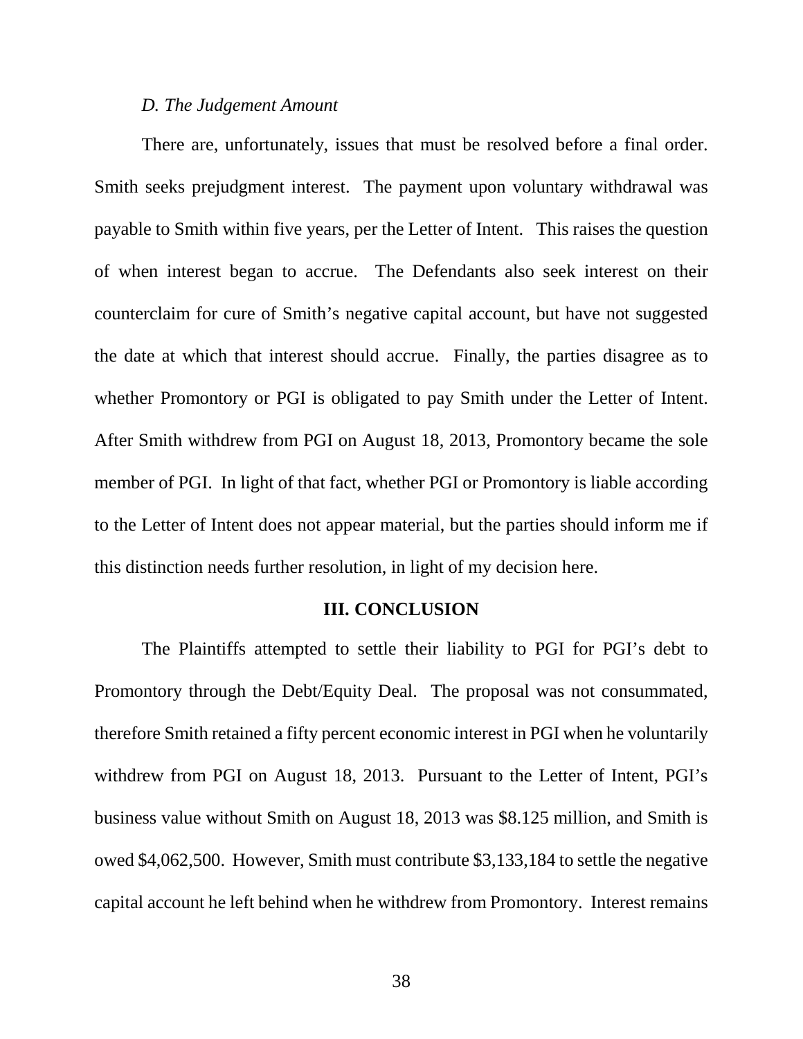*D. The Judgement Amount*

There are, unfortunately, issues that must be resolved before a final order. Smith seeks prejudgment interest. The payment upon voluntary withdrawal was payable to Smith within five years, per the Letter of Intent. This raises the question of when interest began to accrue. The Defendants also seek interest on their counterclaim for cure of Smith's negative capital account, but have not suggested the date at which that interest should accrue. Finally, the parties disagree as to whether Promontory or PGI is obligated to pay Smith under the Letter of Intent. After Smith withdrew from PGI on August 18, 2013, Promontory became the sole member of PGI. In light of that fact, whether PGI or Promontory is liable according to the Letter of Intent does not appear material, but the parties should inform me if this distinction needs further resolution, in light of my decision here.

## III. CONCLUSION

The Plaintiffs attempted to settle their liability to PGI for PGI's debt to Promontory through the Debt/Equity Deal. The proposal was not consummated, therefore Smith retained a fifty percent economic interest in PGI when he voluntarily withdrew from PGI on August 18, 2013. Pursuant to the Letter of Intent, PGI's business value without Smith on August 18, 2013 was $8.125 million, and Smith is owed $4,062,500. However, Smith must contribute $3,133,184 to settle the negative capital account he left behind when he withdrew from Promontory. Interest remains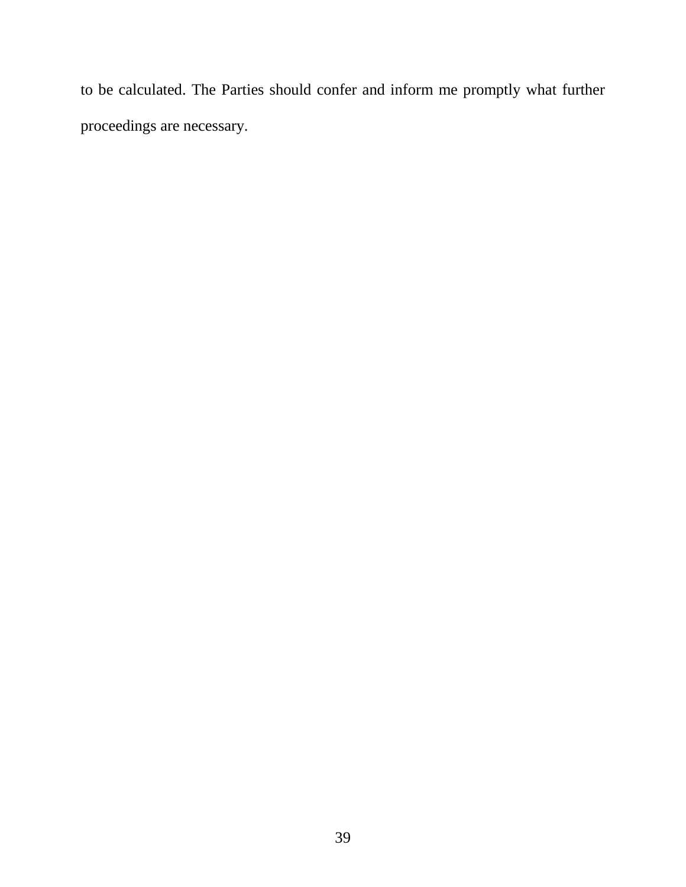to be calculated. The Parties should confer and inform me promptly what further proceedings are necessary.